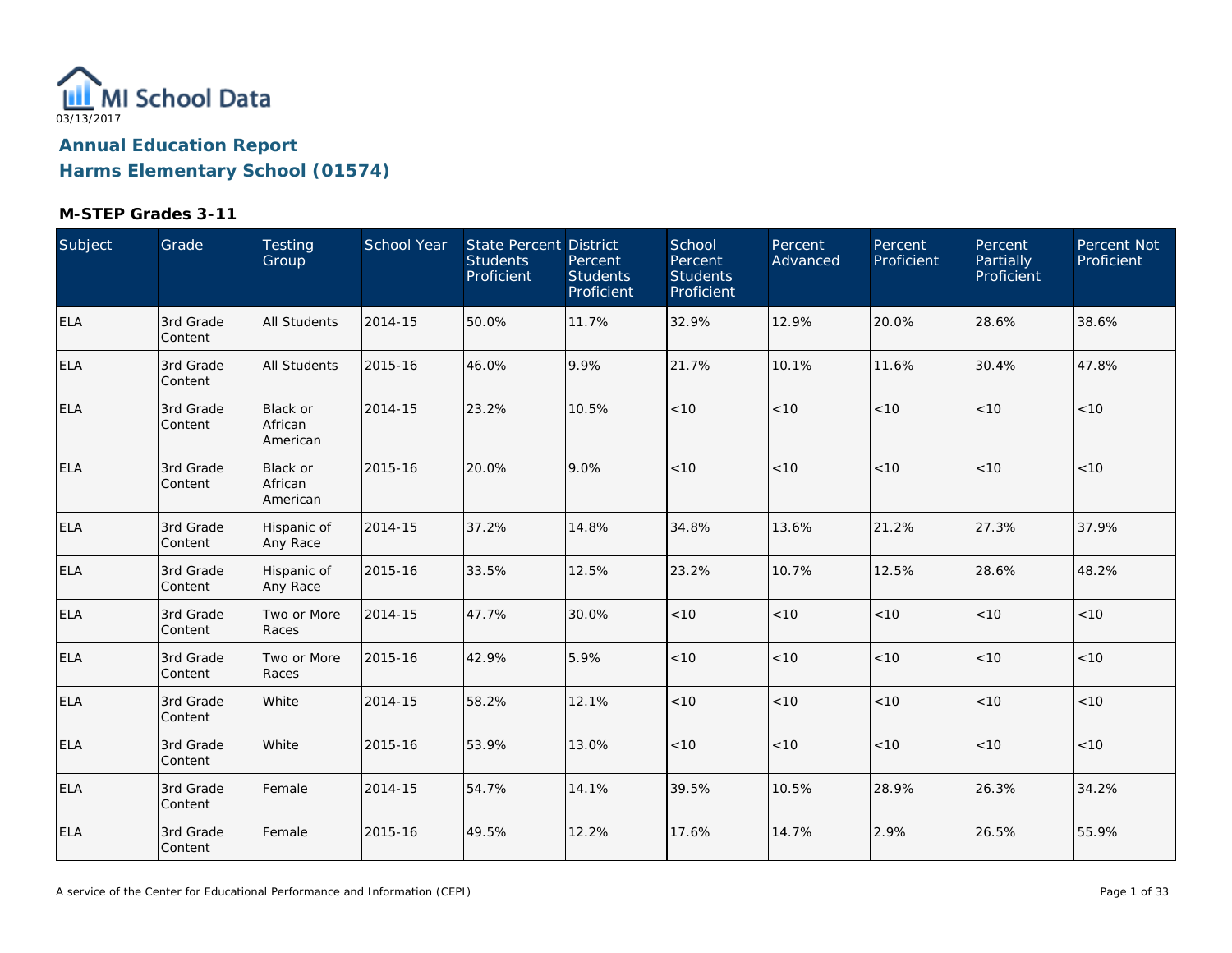MI School Data

03/13/2017

## Annual Education Report

## Harms Elementary School (01574)

### M-STEP Grades 3-11

| Subject | Grade | Testing Group | School Year | State Percent Students Proficient | District Percent Students Proficient | School Percent Students Proficient | Percent Advanced | Percent Proficient | Percent Partially Proficient | Percent Not Proficient |
|---|---|---|---|---|---|---|---|---|---|---|
| ELA | 3rd Grade Content | All Students | 2014-15 | 50.0% | 11.7% | 32.9% | 12.9% | 20.0% | 28.6% | 38.6% |
| ELA | 3rd Grade Content | All Students | 2015-16 | 46.0% | 9.9% | 21.7% | 10.1% | 11.6% | 30.4% | 47.8% |
| ELA | 3rd Grade Content | Black or African American | 2014-15 | 23.2% | 10.5% | <10 | <10 | <10 | <10 | <10 |
| ELA | 3rd Grade Content | Black or African American | 2015-16 | 20.0% | 9.0% | <10 | <10 | <10 | <10 | <10 |
| ELA | 3rd Grade Content | Hispanic of Any Race | 2014-15 | 37.2% | 14.8% | 34.8% | 13.6% | 21.2% | 27.3% | 37.9% |
| ELA | 3rd Grade Content | Hispanic of Any Race | 2015-16 | 33.5% | 12.5% | 23.2% | 10.7% | 12.5% | 28.6% | 48.2% |
| ELA | 3rd Grade Content | Two or More Races | 2014-15 | 47.7% | 30.0% | <10 | <10 | <10 | <10 | <10 |
| ELA | 3rd Grade Content | Two or More Races | 2015-16 | 42.9% | 5.9% | <10 | <10 | <10 | <10 | <10 |
| ELA | 3rd Grade Content | White | 2014-15 | 58.2% | 12.1% | <10 | <10 | <10 | <10 | <10 |
| ELA | 3rd Grade Content | White | 2015-16 | 53.9% | 13.0% | <10 | <10 | <10 | <10 | <10 |
| ELA | 3rd Grade Content | Female | 2014-15 | 54.7% | 14.1% | 39.5% | 10.5% | 28.9% | 26.3% | 34.2% |
| ELA | 3rd Grade Content | Female | 2015-16 | 49.5% | 12.2% | 17.6% | 14.7% | 2.9% | 26.5% | 55.9% |

A service of the Center for Educational Performance and Information (CEPI)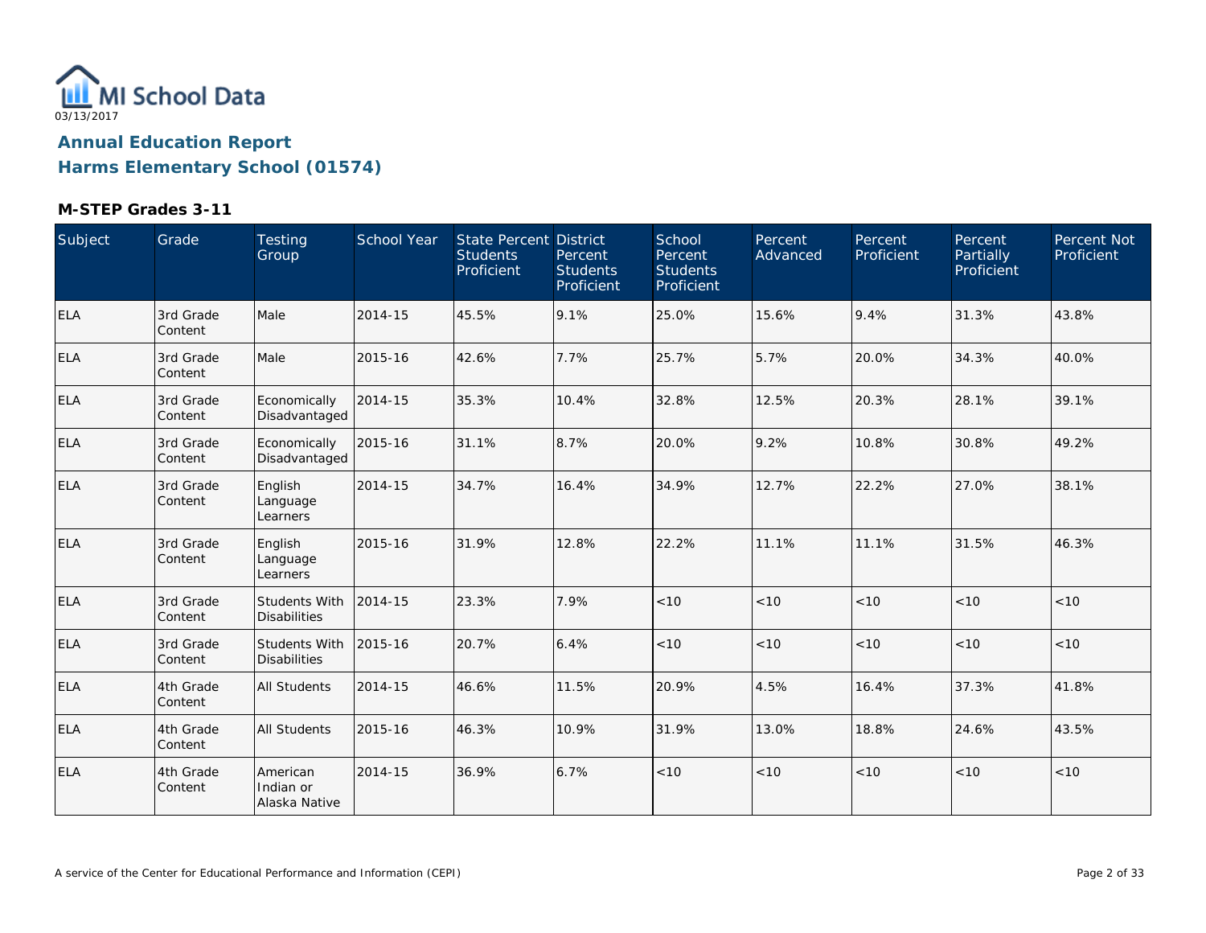MI School Data
03/13/2017

# Annual Education Report

## Harms Elementary School (01574)

### M-STEP Grades 3-11

| Subject | Grade | Testing Group | School Year | State Percent Students Proficient | District Percent Students Proficient | School Percent Students Proficient | Percent Advanced | Percent Proficient | Percent Partially Proficient | Percent Not Proficient |
|---|---|---|---|---|---|---|---|---|---|---|
| ELA | 3rd Grade Content | Male | 2014-15 | 45.5% | 9.1% | 25.0% | 15.6% | 9.4% | 31.3% | 43.8% |
| ELA | 3rd Grade Content | Male | 2015-16 | 42.6% | 7.7% | 25.7% | 5.7% | 20.0% | 34.3% | 40.0% |
| ELA | 3rd Grade Content | Economically Disadvantaged | 2014-15 | 35.3% | 10.4% | 32.8% | 12.5% | 20.3% | 28.1% | 39.1% |
| ELA | 3rd Grade Content | Economically Disadvantaged | 2015-16 | 31.1% | 8.7% | 20.0% | 9.2% | 10.8% | 30.8% | 49.2% |
| ELA | 3rd Grade Content | English Language Learners | 2014-15 | 34.7% | 16.4% | 34.9% | 12.7% | 22.2% | 27.0% | 38.1% |
| ELA | 3rd Grade Content | English Language Learners | 2015-16 | 31.9% | 12.8% | 22.2% | 11.1% | 11.1% | 31.5% | 46.3% |
| ELA | 3rd Grade Content | Students With Disabilities | 2014-15 | 23.3% | 7.9% | <10 | <10 | <10 | <10 | <10 |
| ELA | 3rd Grade Content | Students With Disabilities | 2015-16 | 20.7% | 6.4% | <10 | <10 | <10 | <10 | <10 |
| ELA | 4th Grade Content | All Students | 2014-15 | 46.6% | 11.5% | 20.9% | 4.5% | 16.4% | 37.3% | 41.8% |
| ELA | 4th Grade Content | All Students | 2015-16 | 46.3% | 10.9% | 31.9% | 13.0% | 18.8% | 24.6% | 43.5% |
| ELA | 4th Grade Content | American Indian or Alaska Native | 2014-15 | 36.9% | 6.7% | <10 | <10 | <10 | <10 | <10 |

A service of the Center for Educational Performance and Information (CEPI)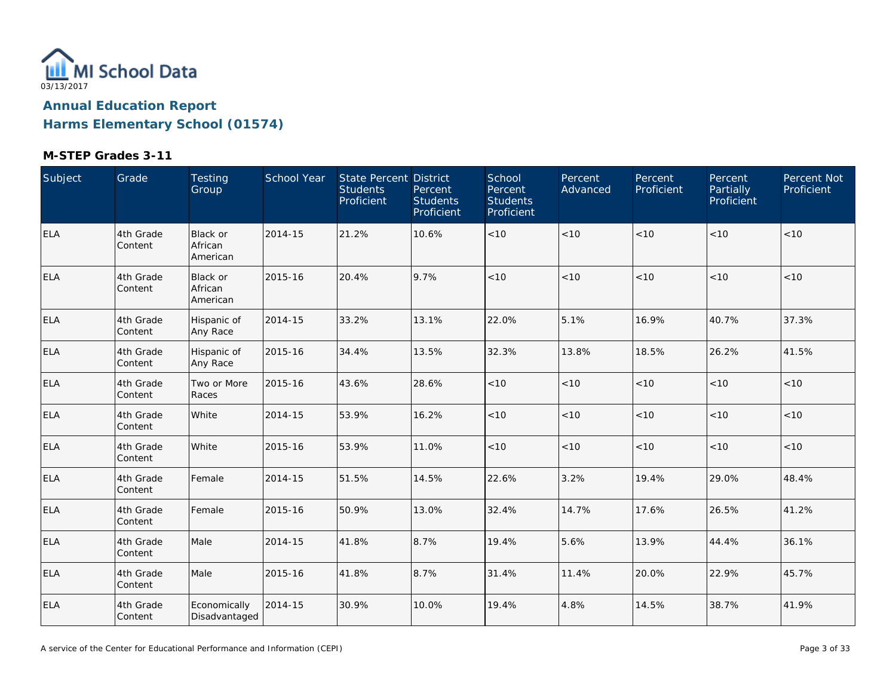MI School Data

03/13/2017

# Annual Education Report

## Harms Elementary School (01574)

### M-STEP Grades 3-11

| Subject | Grade | Testing Group | School Year | State Percent Students Proficient | District Percent Students Proficient | School Percent Students Proficient | Percent Advanced | Percent Proficient | Percent Partially Proficient | Percent Not Proficient |
|---|---|---|---|---|---|---|---|---|---|---|
| ELA | 4th Grade Content | Black or African American | 2014-15 | 21.2% | 10.6% | <10 | <10 | <10 | <10 | <10 |
| ELA | 4th Grade Content | Black or African American | 2015-16 | 20.4% | 9.7% | <10 | <10 | <10 | <10 | <10 |
| ELA | 4th Grade Content | Hispanic of Any Race | 2014-15 | 33.2% | 13.1% | 22.0% | 5.1% | 16.9% | 40.7% | 37.3% |
| ELA | 4th Grade Content | Hispanic of Any Race | 2015-16 | 34.4% | 13.5% | 32.3% | 13.8% | 18.5% | 26.2% | 41.5% |
| ELA | 4th Grade Content | Two or More Races | 2015-16 | 43.6% | 28.6% | <10 | <10 | <10 | <10 | <10 |
| ELA | 4th Grade Content | White | 2014-15 | 53.9% | 16.2% | <10 | <10 | <10 | <10 | <10 |
| ELA | 4th Grade Content | White | 2015-16 | 53.9% | 11.0% | <10 | <10 | <10 | <10 | <10 |
| ELA | 4th Grade Content | Female | 2014-15 | 51.5% | 14.5% | 22.6% | 3.2% | 19.4% | 29.0% | 48.4% |
| ELA | 4th Grade Content | Female | 2015-16 | 50.9% | 13.0% | 32.4% | 14.7% | 17.6% | 26.5% | 41.2% |
| ELA | 4th Grade Content | Male | 2014-15 | 41.8% | 8.7% | 19.4% | 5.6% | 13.9% | 44.4% | 36.1% |
| ELA | 4th Grade Content | Male | 2015-16 | 41.8% | 8.7% | 31.4% | 11.4% | 20.0% | 22.9% | 45.7% |
| ELA | 4th Grade Content | Economically Disadvantaged | 2014-15 | 30.9% | 10.0% | 19.4% | 4.8% | 14.5% | 38.7% | 41.9% |

A service of the Center for Educational Performance and Information (CEPI)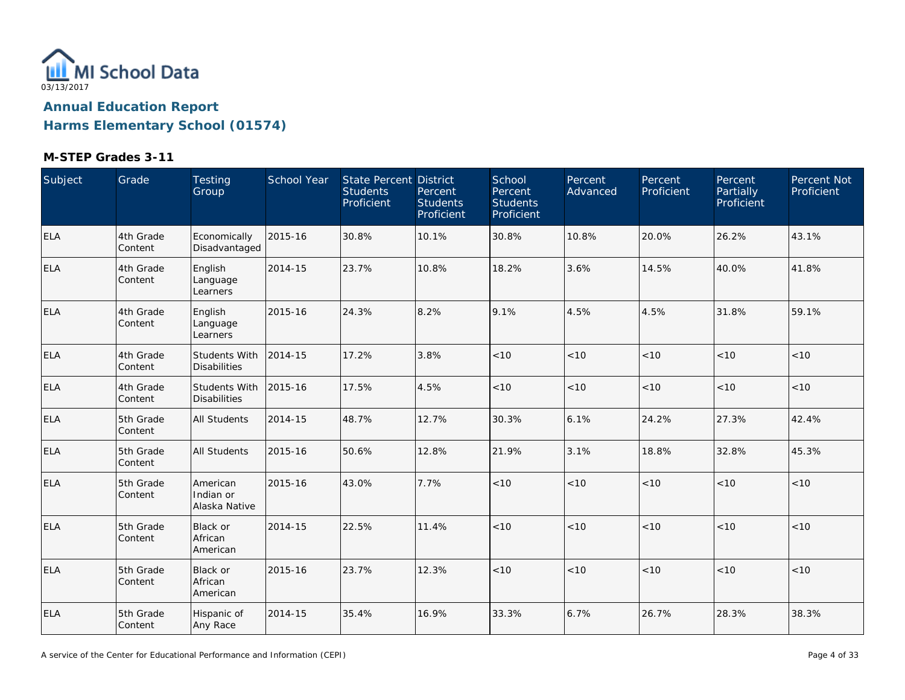MI School Data
03/13/2017

# Annual Education Report

## Harms Elementary School (01574)

### M-STEP Grades 3-11

| Subject | Grade | Testing Group | School Year | State Percent Students Proficient | District Percent Students Proficient | School Percent Students Proficient | Percent Advanced | Percent Proficient | Percent Partially Proficient | Percent Not Proficient |
|---|---|---|---|---|---|---|---|---|---|---|
| ELA | 4th Grade Content | Economically Disadvantaged | 2015-16 | 30.8% | 10.1% | 30.8% | 10.8% | 20.0% | 26.2% | 43.1% |
| ELA | 4th Grade Content | English Language Learners | 2014-15 | 23.7% | 10.8% | 18.2% | 3.6% | 14.5% | 40.0% | 41.8% |
| ELA | 4th Grade Content | English Language Learners | 2015-16 | 24.3% | 8.2% | 9.1% | 4.5% | 4.5% | 31.8% | 59.1% |
| ELA | 4th Grade Content | Students With Disabilities | 2014-15 | 17.2% | 3.8% | <10 | <10 | <10 | <10 | <10 |
| ELA | 4th Grade Content | Students With Disabilities | 2015-16 | 17.5% | 4.5% | <10 | <10 | <10 | <10 | <10 |
| ELA | 5th Grade Content | All Students | 2014-15 | 48.7% | 12.7% | 30.3% | 6.1% | 24.2% | 27.3% | 42.4% |
| ELA | 5th Grade Content | All Students | 2015-16 | 50.6% | 12.8% | 21.9% | 3.1% | 18.8% | 32.8% | 45.3% |
| ELA | 5th Grade Content | American Indian or Alaska Native | 2015-16 | 43.0% | 7.7% | <10 | <10 | <10 | <10 | <10 |
| ELA | 5th Grade Content | Black or African American | 2014-15 | 22.5% | 11.4% | <10 | <10 | <10 | <10 | <10 |
| ELA | 5th Grade Content | Black or African American | 2015-16 | 23.7% | 12.3% | <10 | <10 | <10 | <10 | <10 |
| ELA | 5th Grade Content | Hispanic of Any Race | 2014-15 | 35.4% | 16.9% | 33.3% | 6.7% | 26.7% | 28.3% | 38.3% |

A service of the Center for Educational Performance and Information (CEPI)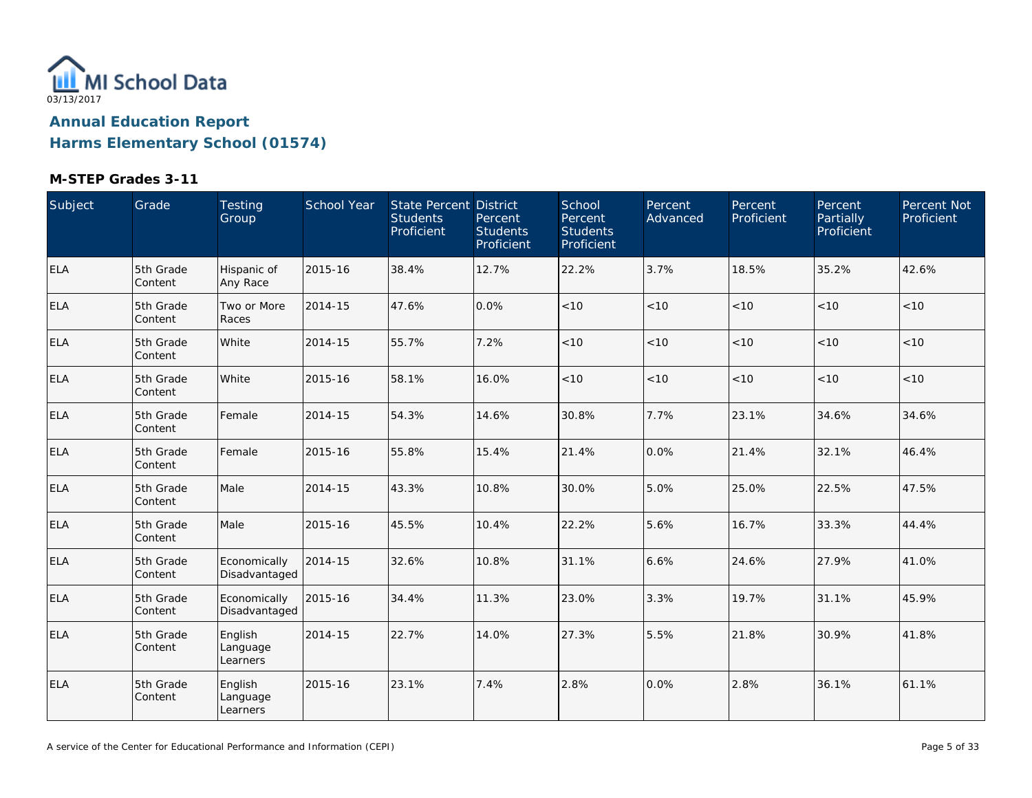03/13/2017

# Annual Education Report

## Harms Elementary School (01574)

### M-STEP Grades 3-11

| Subject | Grade | Testing Group | School Year | State Percent Students Proficient | District Percent Students Proficient | School Percent Students Proficient | Percent Advanced | Percent Proficient | Percent Partially Proficient | Percent Not Proficient |
|---|---|---|---|---|---|---|---|---|---|---|
| ELA | 5th Grade Content | Hispanic of Any Race | 2015-16 | 38.4% | 12.7% | 22.2% | 3.7% | 18.5% | 35.2% | 42.6% |
| ELA | 5th Grade Content | Two or More Races | 2014-15 | 47.6% | 0.0% | <10 | <10 | <10 | <10 | <10 |
| ELA | 5th Grade Content | White | 2014-15 | 55.7% | 7.2% | <10 | <10 | <10 | <10 | <10 |
| ELA | 5th Grade Content | White | 2015-16 | 58.1% | 16.0% | <10 | <10 | <10 | <10 | <10 |
| ELA | 5th Grade Content | Female | 2014-15 | 54.3% | 14.6% | 30.8% | 7.7% | 23.1% | 34.6% | 34.6% |
| ELA | 5th Grade Content | Female | 2015-16 | 55.8% | 15.4% | 21.4% | 0.0% | 21.4% | 32.1% | 46.4% |
| ELA | 5th Grade Content | Male | 2014-15 | 43.3% | 10.8% | 30.0% | 5.0% | 25.0% | 22.5% | 47.5% |
| ELA | 5th Grade Content | Male | 2015-16 | 45.5% | 10.4% | 22.2% | 5.6% | 16.7% | 33.3% | 44.4% |
| ELA | 5th Grade Content | Economically Disadvantaged | 2014-15 | 32.6% | 10.8% | 31.1% | 6.6% | 24.6% | 27.9% | 41.0% |
| ELA | 5th Grade Content | Economically Disadvantaged | 2015-16 | 34.4% | 11.3% | 23.0% | 3.3% | 19.7% | 31.1% | 45.9% |
| ELA | 5th Grade Content | English Language Learners | 2014-15 | 22.7% | 14.0% | 27.3% | 5.5% | 21.8% | 30.9% | 41.8% |
| ELA | 5th Grade Content | English Language Learners | 2015-16 | 23.1% | 7.4% | 2.8% | 0.0% | 2.8% | 36.1% | 61.1% |

A service of the Center for Educational Performance and Information (CEPI)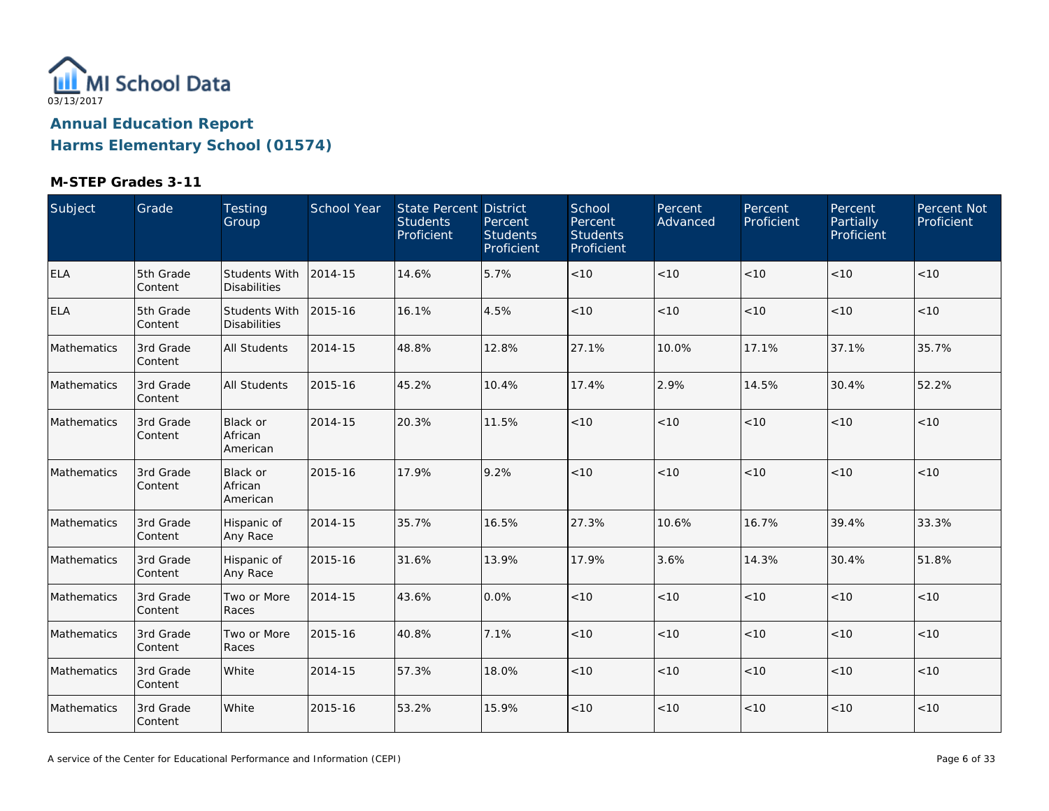03/13/2017

## Annual Education Report

## Harms Elementary School (01574)

### M-STEP Grades 3-11

| Subject | Grade | Testing Group | School Year | State Percent Students Proficient | District Percent Students Proficient | School Percent Students Proficient | Percent Advanced | Percent Proficient | Percent Partially Proficient | Percent Not Proficient |
|---|---|---|---|---|---|---|---|---|---|---|
| ELA | 5th Grade Content | Students With Disabilities | 2014-15 | 14.6% | 5.7% | <10 | <10 | <10 | <10 | <10 |
| ELA | 5th Grade Content | Students With Disabilities | 2015-16 | 16.1% | 4.5% | <10 | <10 | <10 | <10 | <10 |
| Mathematics | 3rd Grade Content | All Students | 2014-15 | 48.8% | 12.8% | 27.1% | 10.0% | 17.1% | 37.1% | 35.7% |
| Mathematics | 3rd Grade Content | All Students | 2015-16 | 45.2% | 10.4% | 17.4% | 2.9% | 14.5% | 30.4% | 52.2% |
| Mathematics | 3rd Grade Content | Black or African American | 2014-15 | 20.3% | 11.5% | <10 | <10 | <10 | <10 | <10 |
| Mathematics | 3rd Grade Content | Black or African American | 2015-16 | 17.9% | 9.2% | <10 | <10 | <10 | <10 | <10 |
| Mathematics | 3rd Grade Content | Hispanic of Any Race | 2014-15 | 35.7% | 16.5% | 27.3% | 10.6% | 16.7% | 39.4% | 33.3% |
| Mathematics | 3rd Grade Content | Hispanic of Any Race | 2015-16 | 31.6% | 13.9% | 17.9% | 3.6% | 14.3% | 30.4% | 51.8% |
| Mathematics | 3rd Grade Content | Two or More Races | 2014-15 | 43.6% | 0.0% | <10 | <10 | <10 | <10 | <10 |
| Mathematics | 3rd Grade Content | Two or More Races | 2015-16 | 40.8% | 7.1% | <10 | <10 | <10 | <10 | <10 |
| Mathematics | 3rd Grade Content | White | 2014-15 | 57.3% | 18.0% | <10 | <10 | <10 | <10 | <10 |
| Mathematics | 3rd Grade Content | White | 2015-16 | 53.2% | 15.9% | <10 | <10 | <10 | <10 | <10 |

A service of the Center for Educational Performance and Information (CEPI)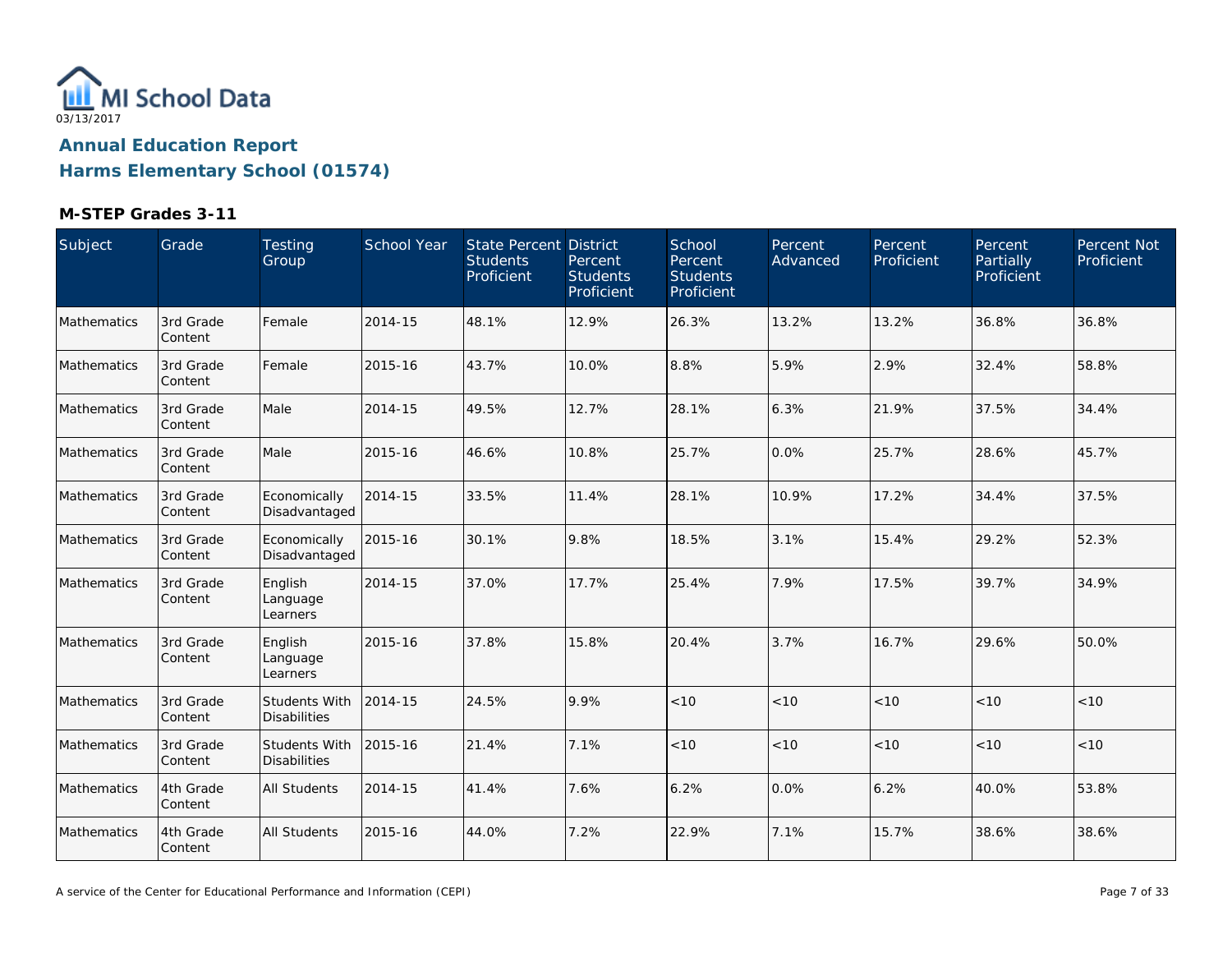MI School Data
03/13/2017

## Annual Education Report
## Harms Elementary School (01574)

### M-STEP Grades 3-11

| Subject | Grade | Testing Group | School Year | State Percent Students Proficient | District Percent Students Proficient | School Percent Students Proficient | Percent Advanced | Percent Proficient | Percent Partially Proficient | Percent Not Proficient |
|---|---|---|---|---|---|---|---|---|---|---|
| Mathematics | 3rd Grade Content | Female | 2014-15 | 48.1% | 12.9% | 26.3% | 13.2% | 13.2% | 36.8% | 36.8% |
| Mathematics | 3rd Grade Content | Female | 2015-16 | 43.7% | 10.0% | 8.8% | 5.9% | 2.9% | 32.4% | 58.8% |
| Mathematics | 3rd Grade Content | Male | 2014-15 | 49.5% | 12.7% | 28.1% | 6.3% | 21.9% | 37.5% | 34.4% |
| Mathematics | 3rd Grade Content | Male | 2015-16 | 46.6% | 10.8% | 25.7% | 0.0% | 25.7% | 28.6% | 45.7% |
| Mathematics | 3rd Grade Content | Economically Disadvantaged | 2014-15 | 33.5% | 11.4% | 28.1% | 10.9% | 17.2% | 34.4% | 37.5% |
| Mathematics | 3rd Grade Content | Economically Disadvantaged | 2015-16 | 30.1% | 9.8% | 18.5% | 3.1% | 15.4% | 29.2% | 52.3% |
| Mathematics | 3rd Grade Content | English Language Learners | 2014-15 | 37.0% | 17.7% | 25.4% | 7.9% | 17.5% | 39.7% | 34.9% |
| Mathematics | 3rd Grade Content | English Language Learners | 2015-16 | 37.8% | 15.8% | 20.4% | 3.7% | 16.7% | 29.6% | 50.0% |
| Mathematics | 3rd Grade Content | Students With Disabilities | 2014-15 | 24.5% | 9.9% | <10 | <10 | <10 | <10 | <10 |
| Mathematics | 3rd Grade Content | Students With Disabilities | 2015-16 | 21.4% | 7.1% | <10 | <10 | <10 | <10 | <10 |
| Mathematics | 4th Grade Content | All Students | 2014-15 | 41.4% | 7.6% | 6.2% | 0.0% | 6.2% | 40.0% | 53.8% |
| Mathematics | 4th Grade Content | All Students | 2015-16 | 44.0% | 7.2% | 22.9% | 7.1% | 15.7% | 38.6% | 38.6% |

A service of the Center for Educational Performance and Information (CEPI)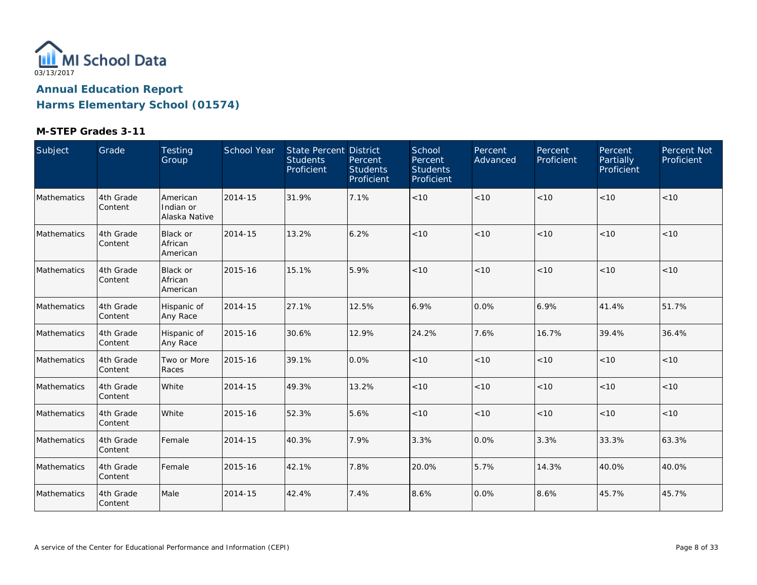MI School Data
03/13/2017

## Annual Education Report

## Harms Elementary School (01574)

### M-STEP Grades 3-11

| Subject | Grade | Testing Group | School Year | State Percent Students Proficient | District Percent Students Proficient | School Percent Students Proficient | Percent Advanced | Percent Proficient | Percent Partially Proficient | Percent Not Proficient |
|---|---|---|---|---|---|---|---|---|---|---|
| Mathematics | 4th Grade Content | American Indian or Alaska Native | 2014-15 | 31.9% | 7.1% | <10 | <10 | <10 | <10 | <10 |
| Mathematics | 4th Grade Content | Black or African American | 2014-15 | 13.2% | 6.2% | <10 | <10 | <10 | <10 | <10 |
| Mathematics | 4th Grade Content | Black or African American | 2015-16 | 15.1% | 5.9% | <10 | <10 | <10 | <10 | <10 |
| Mathematics | 4th Grade Content | Hispanic of Any Race | 2014-15 | 27.1% | 12.5% | 6.9% | 0.0% | 6.9% | 41.4% | 51.7% |
| Mathematics | 4th Grade Content | Hispanic of Any Race | 2015-16 | 30.6% | 12.9% | 24.2% | 7.6% | 16.7% | 39.4% | 36.4% |
| Mathematics | 4th Grade Content | Two or More Races | 2015-16 | 39.1% | 0.0% | <10 | <10 | <10 | <10 | <10 |
| Mathematics | 4th Grade Content | White | 2014-15 | 49.3% | 13.2% | <10 | <10 | <10 | <10 | <10 |
| Mathematics | 4th Grade Content | White | 2015-16 | 52.3% | 5.6% | <10 | <10 | <10 | <10 | <10 |
| Mathematics | 4th Grade Content | Female | 2014-15 | 40.3% | 7.9% | 3.3% | 0.0% | 3.3% | 33.3% | 63.3% |
| Mathematics | 4th Grade Content | Female | 2015-16 | 42.1% | 7.8% | 20.0% | 5.7% | 14.3% | 40.0% | 40.0% |
| Mathematics | 4th Grade Content | Male | 2014-15 | 42.4% | 7.4% | 8.6% | 0.0% | 8.6% | 45.7% | 45.7% |

A service of the Center for Educational Performance and Information (CEPI)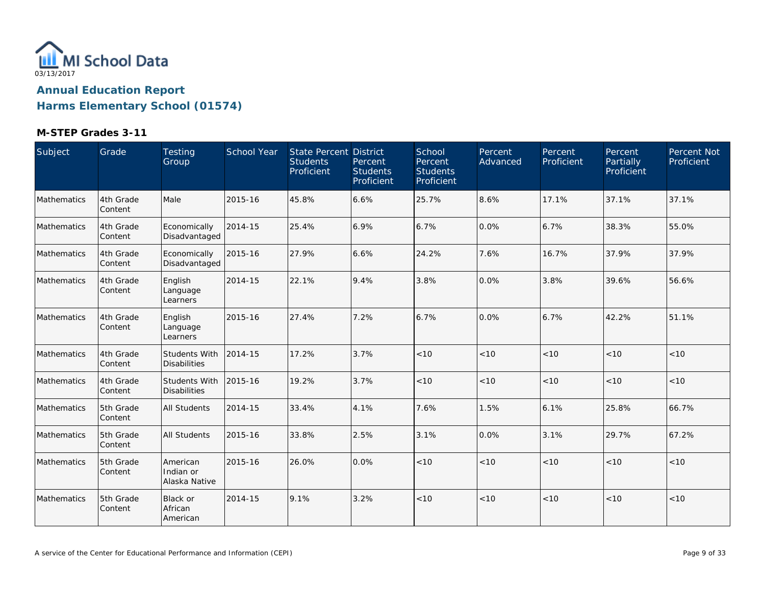03/13/2017

# Annual Education Report

## Harms Elementary School (01574)

### M-STEP Grades 3-11

| Subject | Grade | Testing Group | School Year | State Percent Students Proficient | District Percent Students Proficient | School Percent Students Proficient | Percent Advanced | Percent Proficient | Percent Partially Proficient | Percent Not Proficient |
|---|---|---|---|---|---|---|---|---|---|---|
| Mathematics | 4th Grade Content | Male | 2015-16 | 45.8% | 6.6% | 25.7% | 8.6% | 17.1% | 37.1% | 37.1% |
| Mathematics | 4th Grade Content | Economically Disadvantaged | 2014-15 | 25.4% | 6.9% | 6.7% | 0.0% | 6.7% | 38.3% | 55.0% |
| Mathematics | 4th Grade Content | Economically Disadvantaged | 2015-16 | 27.9% | 6.6% | 24.2% | 7.6% | 16.7% | 37.9% | 37.9% |
| Mathematics | 4th Grade Content | English Language Learners | 2014-15 | 22.1% | 9.4% | 3.8% | 0.0% | 3.8% | 39.6% | 56.6% |
| Mathematics | 4th Grade Content | English Language Learners | 2015-16 | 27.4% | 7.2% | 6.7% | 0.0% | 6.7% | 42.2% | 51.1% |
| Mathematics | 4th Grade Content | Students With Disabilities | 2014-15 | 17.2% | 3.7% | <10 | <10 | <10 | <10 | <10 |
| Mathematics | 4th Grade Content | Students With Disabilities | 2015-16 | 19.2% | 3.7% | <10 | <10 | <10 | <10 | <10 |
| Mathematics | 5th Grade Content | All Students | 2014-15 | 33.4% | 4.1% | 7.6% | 1.5% | 6.1% | 25.8% | 66.7% |
| Mathematics | 5th Grade Content | All Students | 2015-16 | 33.8% | 2.5% | 3.1% | 0.0% | 3.1% | 29.7% | 67.2% |
| Mathematics | 5th Grade Content | American Indian or Alaska Native | 2015-16 | 26.0% | 0.0% | <10 | <10 | <10 | <10 | <10 |
| Mathematics | 5th Grade Content | Black or African American | 2014-15 | 9.1% | 3.2% | <10 | <10 | <10 | <10 | <10 |

A service of the Center for Educational Performance and Information (CEPI)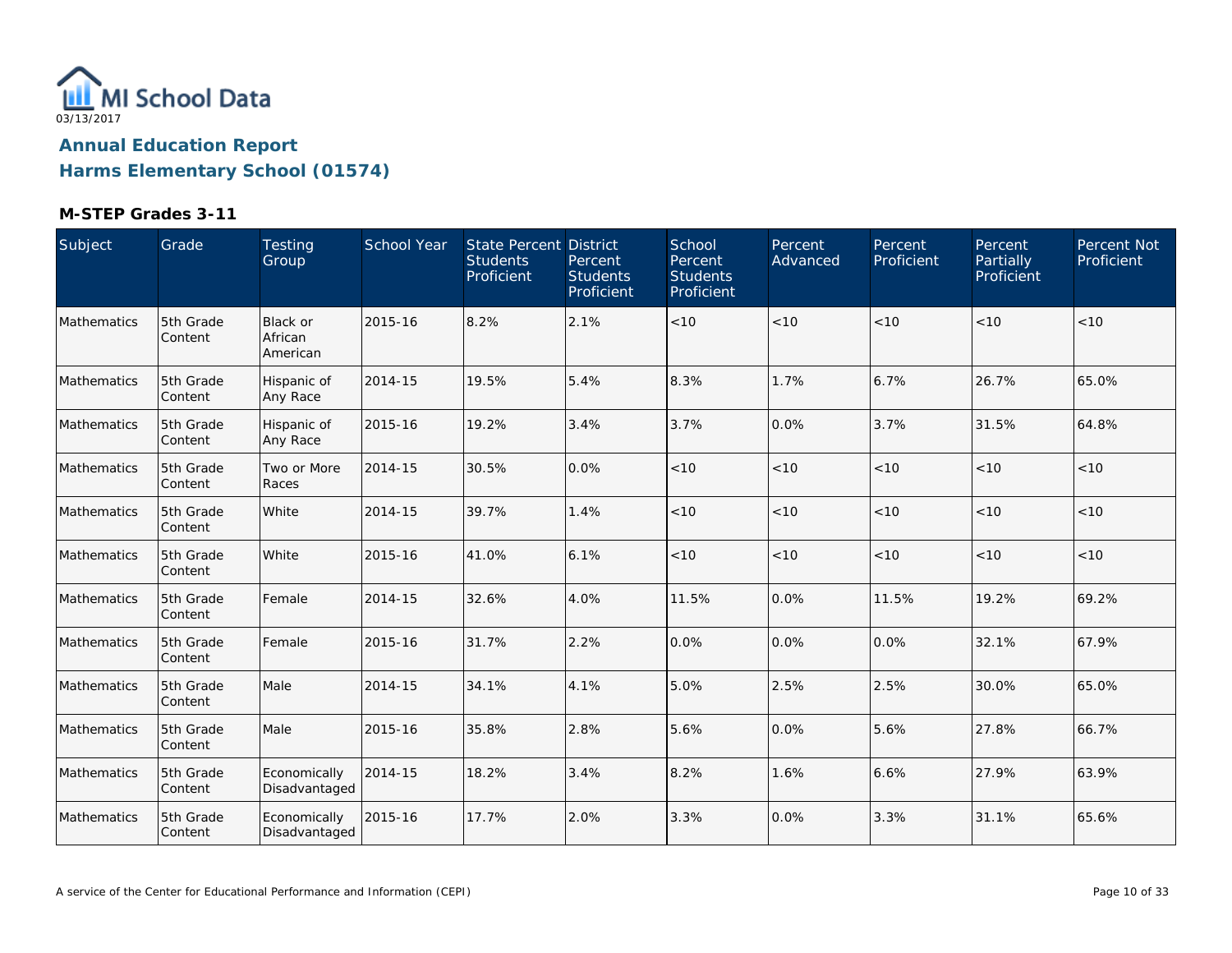MI School Data

03/13/2017

## Annual Education Report
## Harms Elementary School (01574)

### M-STEP Grades 3-11

| Subject | Grade | Testing Group | School Year | State Percent Students Proficient | District Percent Students Proficient | School Percent Students Proficient | Percent Advanced | Percent Proficient | Percent Partially Proficient | Percent Not Proficient |
|---|---|---|---|---|---|---|---|---|---|---|
| Mathematics | 5th Grade Content | Black or African American | 2015-16 | 8.2% | 2.1% | <10 | <10 | <10 | <10 | <10 |
| Mathematics | 5th Grade Content | Hispanic of Any Race | 2014-15 | 19.5% | 5.4% | 8.3% | 1.7% | 6.7% | 26.7% | 65.0% |
| Mathematics | 5th Grade Content | Hispanic of Any Race | 2015-16 | 19.2% | 3.4% | 3.7% | 0.0% | 3.7% | 31.5% | 64.8% |
| Mathematics | 5th Grade Content | Two or More Races | 2014-15 | 30.5% | 0.0% | <10 | <10 | <10 | <10 | <10 |
| Mathematics | 5th Grade Content | White | 2014-15 | 39.7% | 1.4% | <10 | <10 | <10 | <10 | <10 |
| Mathematics | 5th Grade Content | White | 2015-16 | 41.0% | 6.1% | <10 | <10 | <10 | <10 | <10 |
| Mathematics | 5th Grade Content | Female | 2014-15 | 32.6% | 4.0% | 11.5% | 0.0% | 11.5% | 19.2% | 69.2% |
| Mathematics | 5th Grade Content | Female | 2015-16 | 31.7% | 2.2% | 0.0% | 0.0% | 0.0% | 32.1% | 67.9% |
| Mathematics | 5th Grade Content | Male | 2014-15 | 34.1% | 4.1% | 5.0% | 2.5% | 2.5% | 30.0% | 65.0% |
| Mathematics | 5th Grade Content | Male | 2015-16 | 35.8% | 2.8% | 5.6% | 0.0% | 5.6% | 27.8% | 66.7% |
| Mathematics | 5th Grade Content | Economically Disadvantaged | 2014-15 | 18.2% | 3.4% | 8.2% | 1.6% | 6.6% | 27.9% | 63.9% |
| Mathematics | 5th Grade Content | Economically Disadvantaged | 2015-16 | 17.7% | 2.0% | 3.3% | 0.0% | 3.3% | 31.1% | 65.6% |

A service of the Center for Educational Performance and Information (CEPI)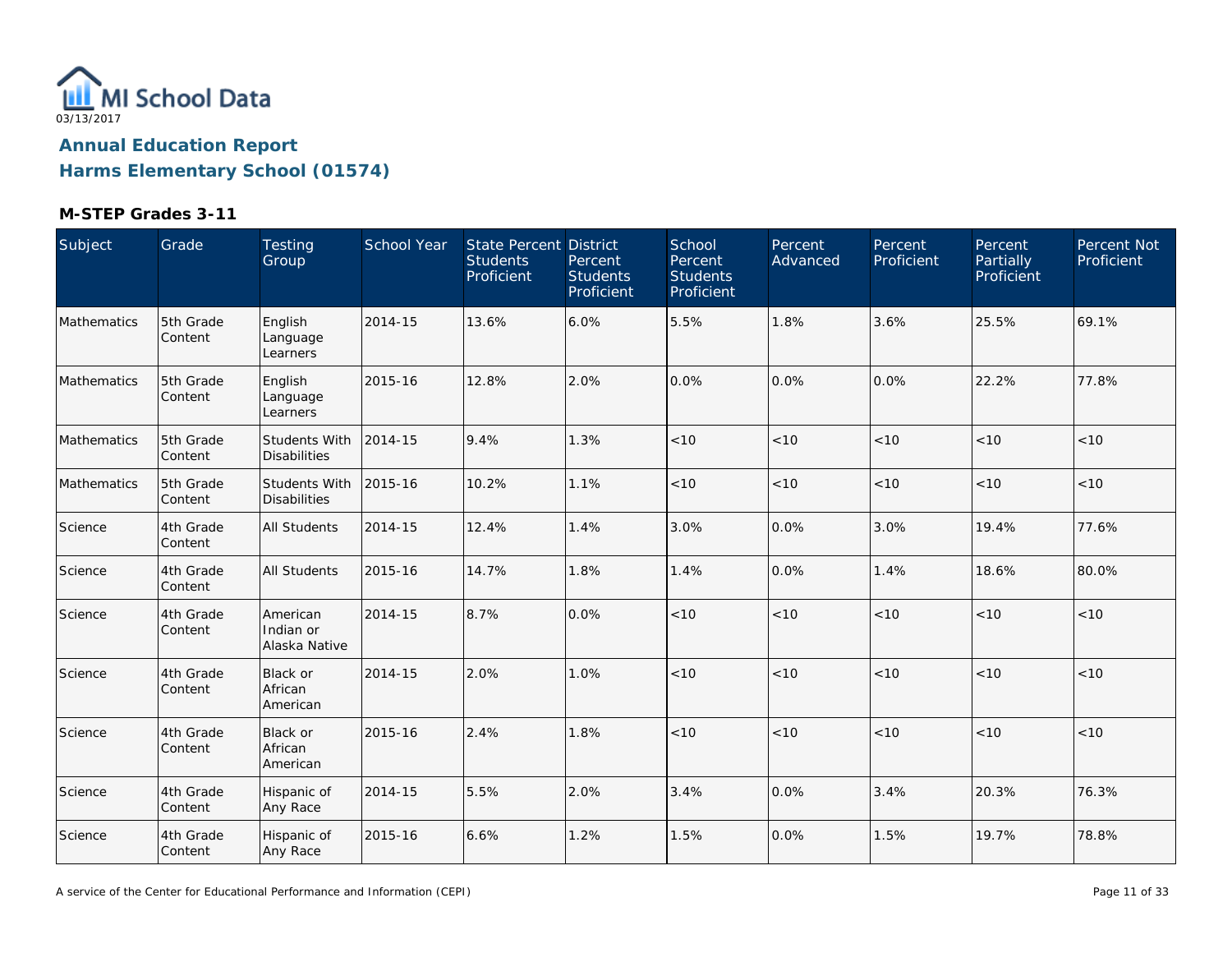MI School Data
03/13/2017

## Annual Education Report
## Harms Elementary School (01574)

### M-STEP Grades 3-11

| Subject | Grade | Testing Group | School Year | State Percent Students Proficient | District Percent Students Proficient | School Percent Students Proficient | Percent Advanced | Percent Proficient | Percent Partially Proficient | Percent Not Proficient |
|---|---|---|---|---|---|---|---|---|---|---|
| Mathematics | 5th Grade Content | English Language Learners | 2014-15 | 13.6% | 6.0% | 5.5% | 1.8% | 3.6% | 25.5% | 69.1% |
| Mathematics | 5th Grade Content | English Language Learners | 2015-16 | 12.8% | 2.0% | 0.0% | 0.0% | 0.0% | 22.2% | 77.8% |
| Mathematics | 5th Grade Content | Students With Disabilities | 2014-15 | 9.4% | 1.3% | <10 | <10 | <10 | <10 | <10 |
| Mathematics | 5th Grade Content | Students With Disabilities | 2015-16 | 10.2% | 1.1% | <10 | <10 | <10 | <10 | <10 |
| Science | 4th Grade Content | All Students | 2014-15 | 12.4% | 1.4% | 3.0% | 0.0% | 3.0% | 19.4% | 77.6% |
| Science | 4th Grade Content | All Students | 2015-16 | 14.7% | 1.8% | 1.4% | 0.0% | 1.4% | 18.6% | 80.0% |
| Science | 4th Grade Content | American Indian or Alaska Native | 2014-15 | 8.7% | 0.0% | <10 | <10 | <10 | <10 | <10 |
| Science | 4th Grade Content | Black or African American | 2014-15 | 2.0% | 1.0% | <10 | <10 | <10 | <10 | <10 |
| Science | 4th Grade Content | Black or African American | 2015-16 | 2.4% | 1.8% | <10 | <10 | <10 | <10 | <10 |
| Science | 4th Grade Content | Hispanic of Any Race | 2014-15 | 5.5% | 2.0% | 3.4% | 0.0% | 3.4% | 20.3% | 76.3% |
| Science | 4th Grade Content | Hispanic of Any Race | 2015-16 | 6.6% | 1.2% | 1.5% | 0.0% | 1.5% | 19.7% | 78.8% |

A service of the Center for Educational Performance and Information (CEPI)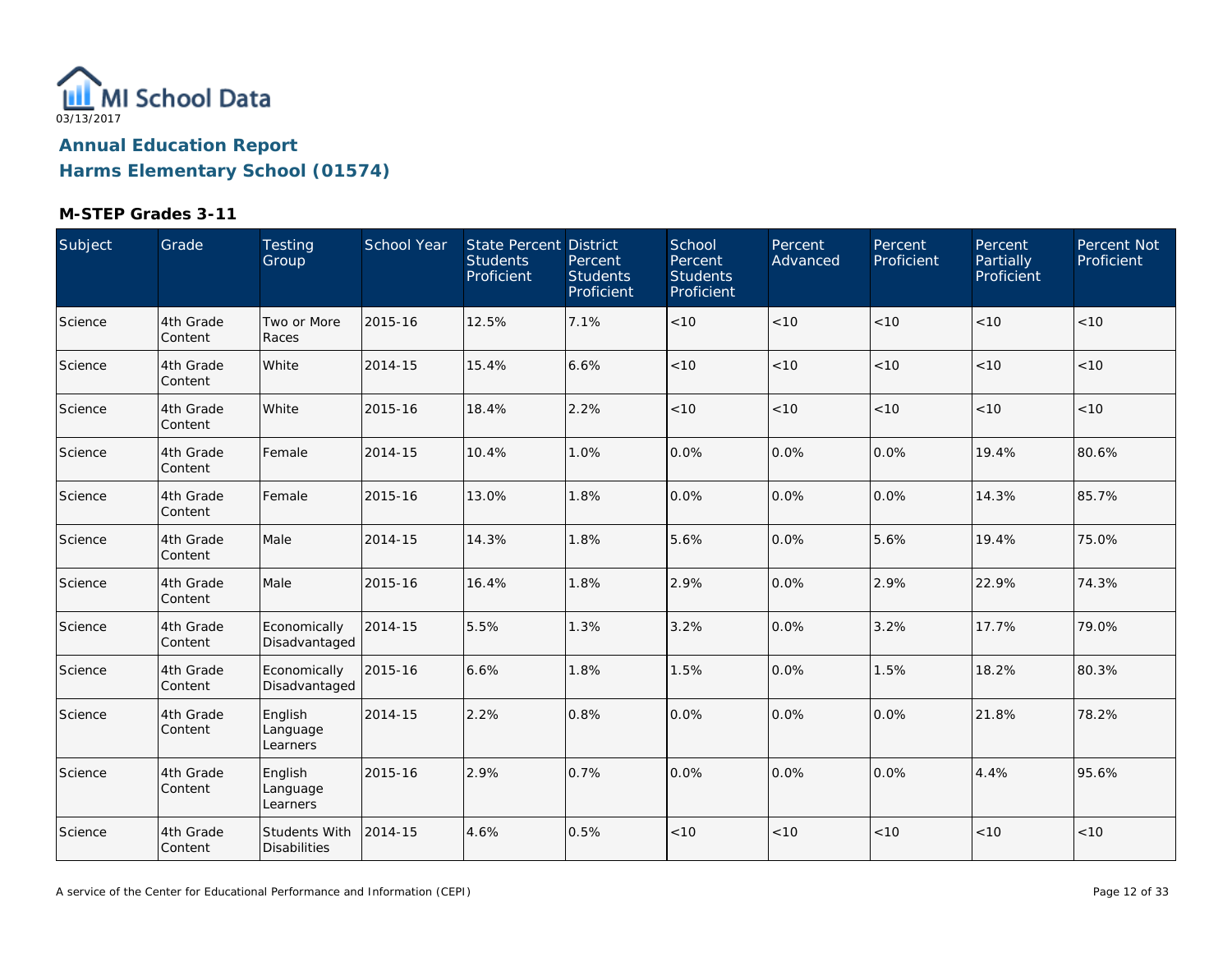# Annual Education Report

## Harms Elementary School (01574)

### M-STEP Grades 3-11

| Subject | Grade | Testing Group | School Year | State Percent Students Proficient | District Percent Students Proficient | School Percent Students Proficient | Percent Advanced | Percent Proficient | Percent Partially Proficient | Percent Not Proficient |
|---|---|---|---|---|---|---|---|---|---|---|
| Science | 4th Grade Content | Two or More Races | 2015-16 | 12.5% | 7.1% | <10 | <10 | <10 | <10 | <10 |
| Science | 4th Grade Content | White | 2014-15 | 15.4% | 6.6% | <10 | <10 | <10 | <10 | <10 |
| Science | 4th Grade Content | White | 2015-16 | 18.4% | 2.2% | <10 | <10 | <10 | <10 | <10 |
| Science | 4th Grade Content | Female | 2014-15 | 10.4% | 1.0% | 0.0% | 0.0% | 0.0% | 19.4% | 80.6% |
| Science | 4th Grade Content | Female | 2015-16 | 13.0% | 1.8% | 0.0% | 0.0% | 0.0% | 14.3% | 85.7% |
| Science | 4th Grade Content | Male | 2014-15 | 14.3% | 1.8% | 5.6% | 0.0% | 5.6% | 19.4% | 75.0% |
| Science | 4th Grade Content | Male | 2015-16 | 16.4% | 1.8% | 2.9% | 0.0% | 2.9% | 22.9% | 74.3% |
| Science | 4th Grade Content | Economically Disadvantaged | 2014-15 | 5.5% | 1.3% | 3.2% | 0.0% | 3.2% | 17.7% | 79.0% |
| Science | 4th Grade Content | Economically Disadvantaged | 2015-16 | 6.6% | 1.8% | 1.5% | 0.0% | 1.5% | 18.2% | 80.3% |
| Science | 4th Grade Content | English Language Learners | 2014-15 | 2.2% | 0.8% | 0.0% | 0.0% | 0.0% | 21.8% | 78.2% |
| Science | 4th Grade Content | English Language Learners | 2015-16 | 2.9% | 0.7% | 0.0% | 0.0% | 0.0% | 4.4% | 95.6% |
| Science | 4th Grade Content | Students With Disabilities | 2014-15 | 4.6% | 0.5% | <10 | <10 | <10 | <10 | <10 |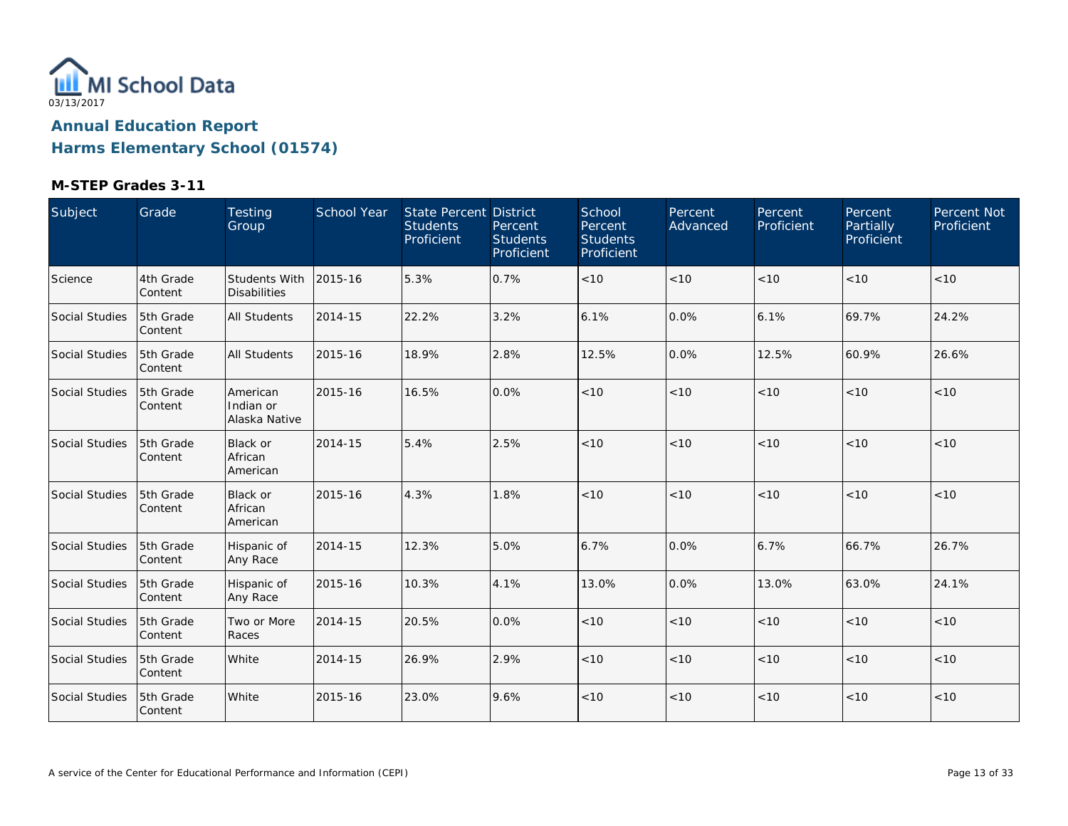MI School Data

03/13/2017

## Annual Education Report

## Harms Elementary School (01574)

### M-STEP Grades 3-11

| Subject | Grade | Testing Group | School Year | State Percent Students Proficient | District Percent Students Proficient | School Percent Students Proficient | Percent Advanced | Percent Proficient | Percent Partially Proficient | Percent Not Proficient |
|---|---|---|---|---|---|---|---|---|---|---|
| Science | 4th Grade Content | Students With Disabilities | 2015-16 | 5.3% | 0.7% | <10 | <10 | <10 | <10 | <10 |
| Social Studies | 5th Grade Content | All Students | 2014-15 | 22.2% | 3.2% | 6.1% | 0.0% | 6.1% | 69.7% | 24.2% |
| Social Studies | 5th Grade Content | All Students | 2015-16 | 18.9% | 2.8% | 12.5% | 0.0% | 12.5% | 60.9% | 26.6% |
| Social Studies | 5th Grade Content | American Indian or Alaska Native | 2015-16 | 16.5% | 0.0% | <10 | <10 | <10 | <10 | <10 |
| Social Studies | 5th Grade Content | Black or African American | 2014-15 | 5.4% | 2.5% | <10 | <10 | <10 | <10 | <10 |
| Social Studies | 5th Grade Content | Black or African American | 2015-16 | 4.3% | 1.8% | <10 | <10 | <10 | <10 | <10 |
| Social Studies | 5th Grade Content | Hispanic of Any Race | 2014-15 | 12.3% | 5.0% | 6.7% | 0.0% | 6.7% | 66.7% | 26.7% |
| Social Studies | 5th Grade Content | Hispanic of Any Race | 2015-16 | 10.3% | 4.1% | 13.0% | 0.0% | 13.0% | 63.0% | 24.1% |
| Social Studies | 5th Grade Content | Two or More Races | 2014-15 | 20.5% | 0.0% | <10 | <10 | <10 | <10 | <10 |
| Social Studies | 5th Grade Content | White | 2014-15 | 26.9% | 2.9% | <10 | <10 | <10 | <10 | <10 |
| Social Studies | 5th Grade Content | White | 2015-16 | 23.0% | 9.6% | <10 | <10 | <10 | <10 | <10 |

A service of the Center for Educational Performance and Information (CEPI)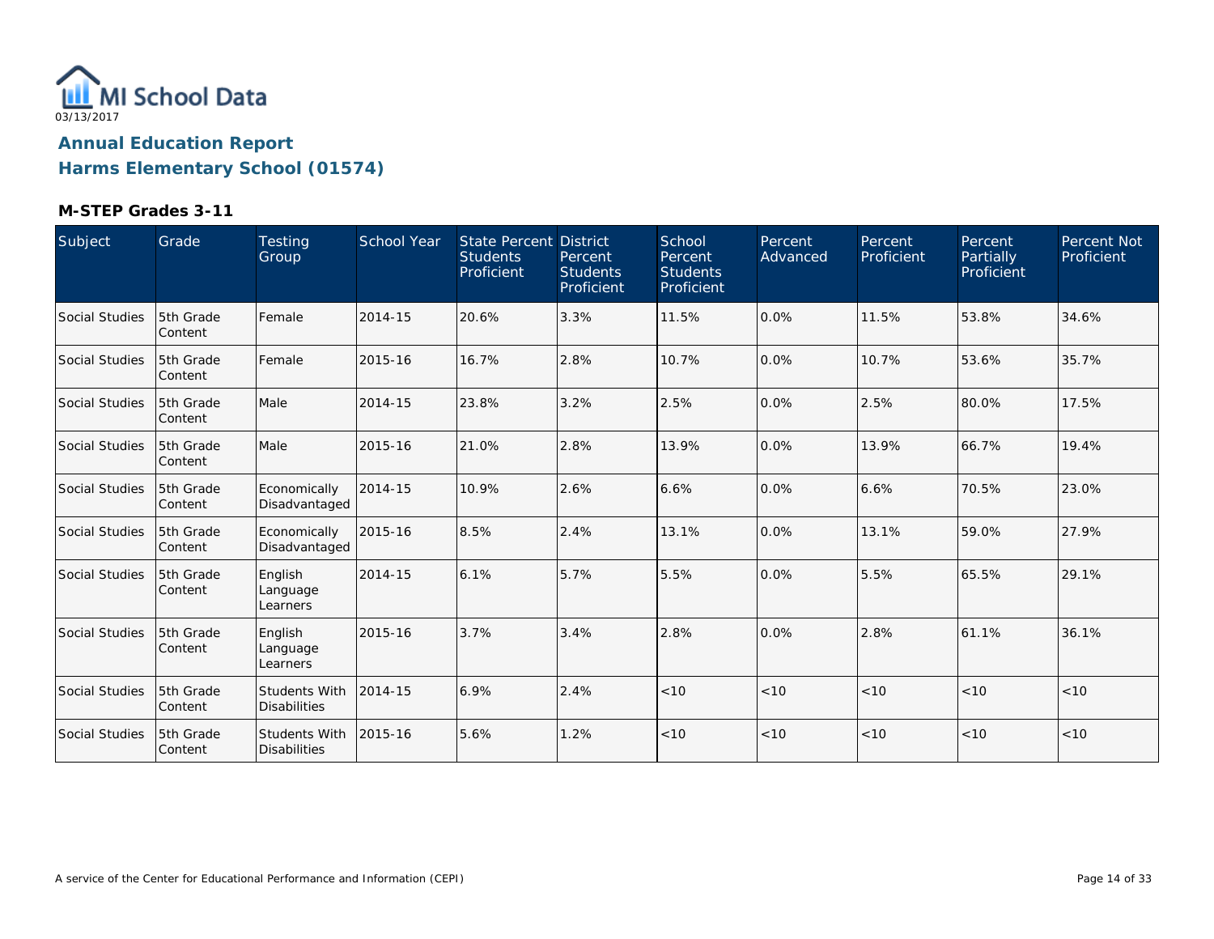MI School Data

03/13/2017

# Annual Education Report

# Harms Elementary School (01574)

### M-STEP Grades 3-11

| Subject | Grade | Testing Group | School Year | State Percent Students Proficient | District Percent Students Proficient | School Percent Students Proficient | Percent Advanced | Percent Proficient | Percent Partially Proficient | Percent Not Proficient |
|---|---|---|---|---|---|---|---|---|---|---|
| Social Studies | 5th Grade Content | Female | 2014-15 | 20.6% | 3.3% | 11.5% | 0.0% | 11.5% | 53.8% | 34.6% |
| Social Studies | 5th Grade Content | Female | 2015-16 | 16.7% | 2.8% | 10.7% | 0.0% | 10.7% | 53.6% | 35.7% |
| Social Studies | 5th Grade Content | Male | 2014-15 | 23.8% | 3.2% | 2.5% | 0.0% | 2.5% | 80.0% | 17.5% |
| Social Studies | 5th Grade Content | Male | 2015-16 | 21.0% | 2.8% | 13.9% | 0.0% | 13.9% | 66.7% | 19.4% |
| Social Studies | 5th Grade Content | Economically Disadvantaged | 2014-15 | 10.9% | 2.6% | 6.6% | 0.0% | 6.6% | 70.5% | 23.0% |
| Social Studies | 5th Grade Content | Economically Disadvantaged | 2015-16 | 8.5% | 2.4% | 13.1% | 0.0% | 13.1% | 59.0% | 27.9% |
| Social Studies | 5th Grade Content | English Language Learners | 2014-15 | 6.1% | 5.7% | 5.5% | 0.0% | 5.5% | 65.5% | 29.1% |
| Social Studies | 5th Grade Content | English Language Learners | 2015-16 | 3.7% | 3.4% | 2.8% | 0.0% | 2.8% | 61.1% | 36.1% |
| Social Studies | 5th Grade Content | Students With Disabilities | 2014-15 | 6.9% | 2.4% | <10 | <10 | <10 | <10 | <10 |
| Social Studies | 5th Grade Content | Students With Disabilities | 2015-16 | 5.6% | 1.2% | <10 | <10 | <10 | <10 | <10 |

A service of the Center for Educational Performance and Information (CEPI)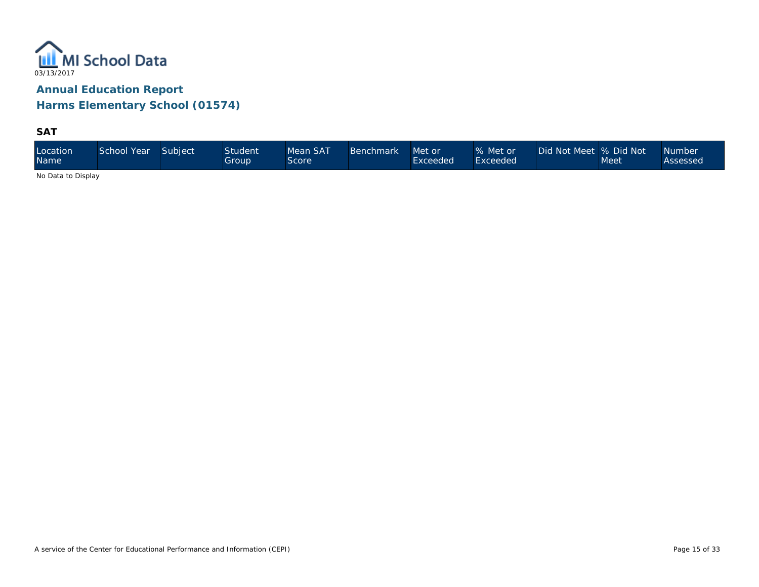# Annual Education Report

## Harms Elementary School (01574)

### SAT

| Location Name | School Year | Subject | Student Group | Mean SAT Score | Benchmark | Met or Exceeded | % Met or Exceeded | Did Not Meet | % Did Not Meet | Number Assessed |
|---|---|---|---|---|---|---|---|---|---|---|

No Data to Display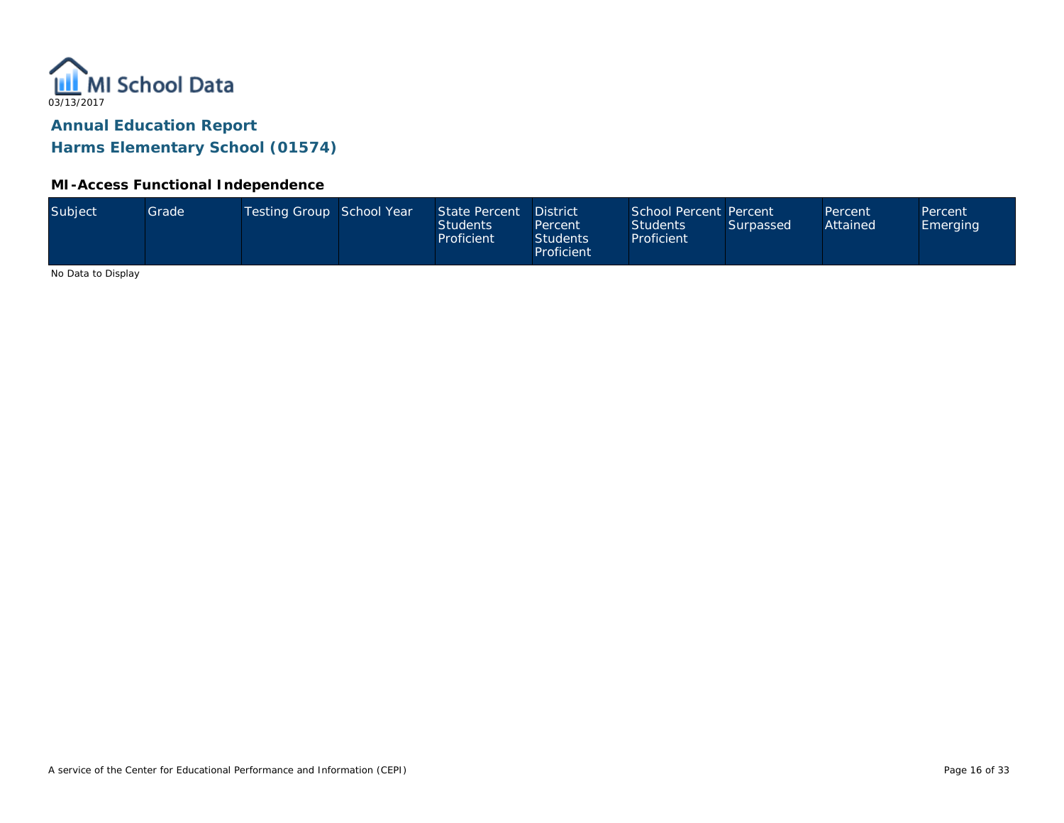MI School Data

03/13/2017

## Annual Education Report

## Harms Elementary School (01574)

### MI-Access Functional Independence

| Subject | Grade | Testing Group | School Year | State Percent Students Proficient | District Percent Students Proficient | School Percent Students Proficient | Percent Surpassed | Percent Attained | Percent Emerging |
|---|---|---|---|---|---|---|---|---|---|

No Data to Display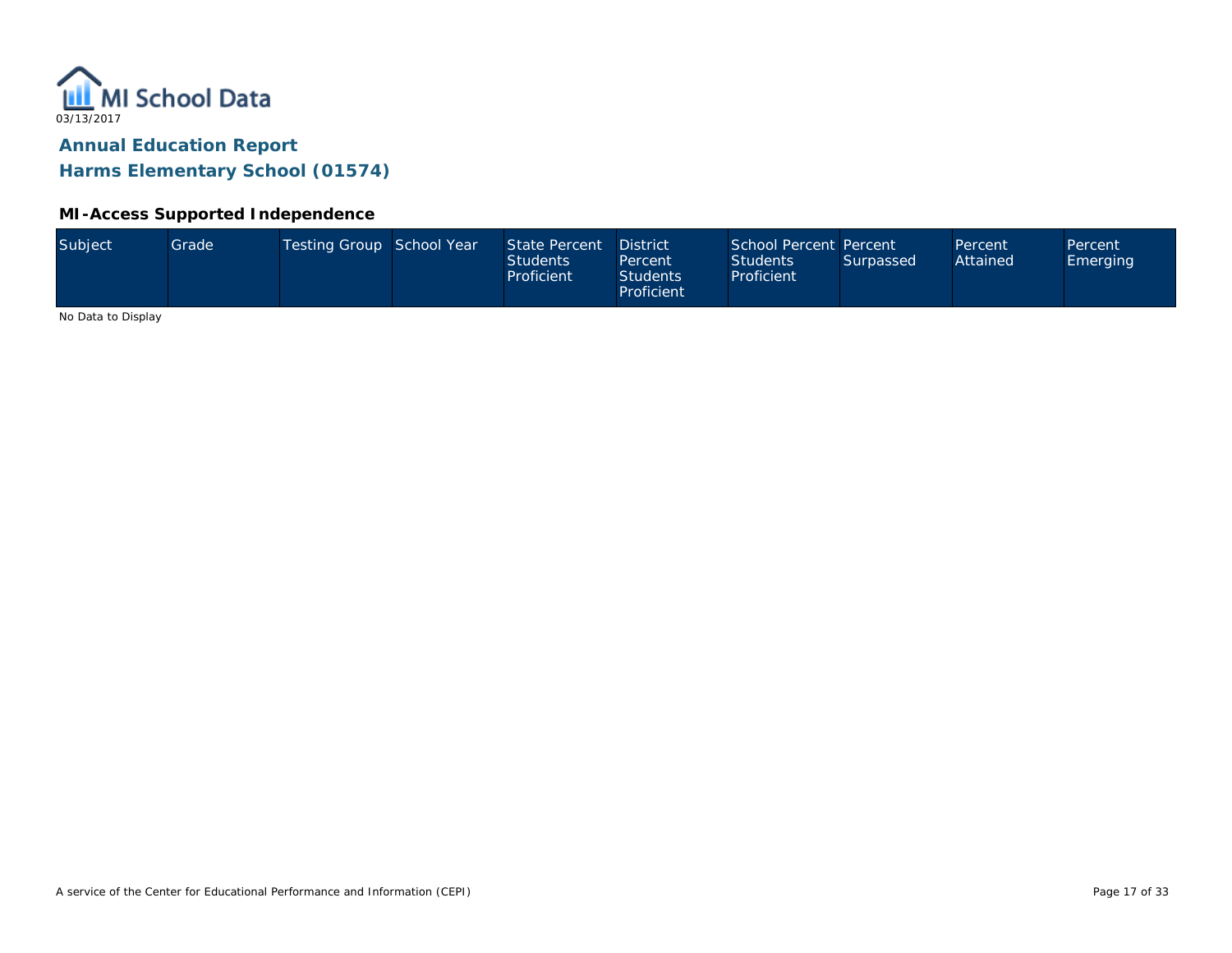MI School Data
03/13/2017

## Annual Education Report

## Harms Elementary School (01574)

### MI-Access Supported Independence

| Subject | Grade | Testing Group | School Year | State Percent Students Proficient | District Percent Students Proficient | School Percent Students Proficient | Percent Surpassed | Percent Attained | Percent Emerging |
| --- | --- | --- | --- | --- | --- | --- | --- | --- | --- |

No Data to Display

A service of the Center for Educational Performance and Information (CEPI)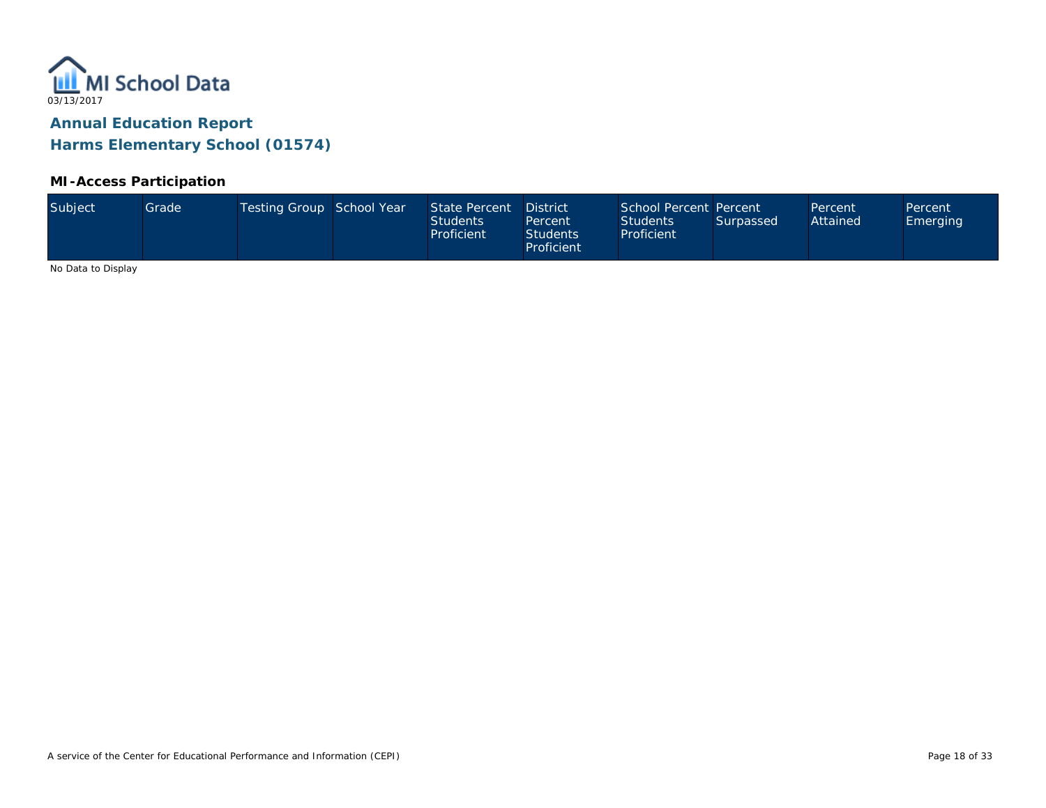MI School Data

03/13/2017

## Annual Education Report

## Harms Elementary School (01574)

### MI-Access Participation

| Subject | Grade | Testing Group | School Year | State Percent Students Proficient | District Percent Students Proficient | School Percent Students Proficient | Percent Surpassed | Percent Attained | Percent Emerging |
|---|---|---|---|---|---|---|---|---|---|

No Data to Display

A service of the Center for Educational Performance and Information (CEPI)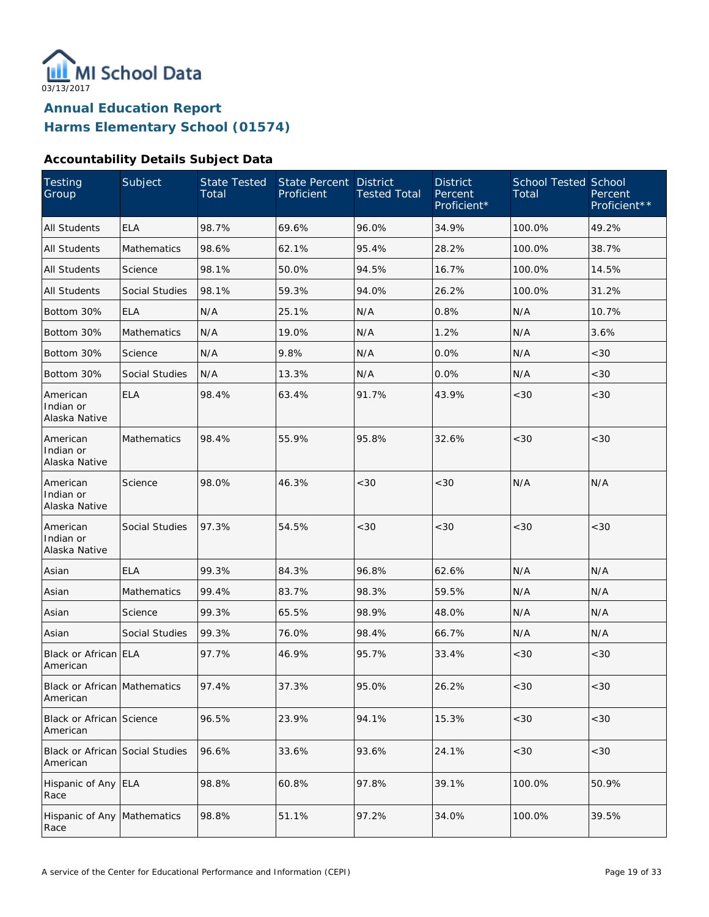MI School Data
03/13/2017

# Annual Education Report
## Harms Elementary School (01574)

### Accountability Details Subject Data

| Testing Group | Subject | State Tested Total | State Percent Proficient | District Tested Total | District Percent Proficient* | School Tested Total | School Percent Proficient** |
|---|---|---|---|---|---|---|---|
| All Students | ELA | 98.7% | 69.6% | 96.0% | 34.9% | 100.0% | 49.2% |
| All Students | Mathematics | 98.6% | 62.1% | 95.4% | 28.2% | 100.0% | 38.7% |
| All Students | Science | 98.1% | 50.0% | 94.5% | 16.7% | 100.0% | 14.5% |
| All Students | Social Studies | 98.1% | 59.3% | 94.0% | 26.2% | 100.0% | 31.2% |
| Bottom 30% | ELA | N/A | 25.1% | N/A | 0.8% | N/A | 10.7% |
| Bottom 30% | Mathematics | N/A | 19.0% | N/A | 1.2% | N/A | 3.6% |
| Bottom 30% | Science | N/A | 9.8% | N/A | 0.0% | N/A | <30 |
| Bottom 30% | Social Studies | N/A | 13.3% | N/A | 0.0% | N/A | <30 |
| American Indian or Alaska Native | ELA | 98.4% | 63.4% | 91.7% | 43.9% | <30 | <30 |
| American Indian or Alaska Native | Mathematics | 98.4% | 55.9% | 95.8% | 32.6% | <30 | <30 |
| American Indian or Alaska Native | Science | 98.0% | 46.3% | <30 | <30 | N/A | N/A |
| American Indian or Alaska Native | Social Studies | 97.3% | 54.5% | <30 | <30 | <30 | <30 |
| Asian | ELA | 99.3% | 84.3% | 96.8% | 62.6% | N/A | N/A |
| Asian | Mathematics | 99.4% | 83.7% | 98.3% | 59.5% | N/A | N/A |
| Asian | Science | 99.3% | 65.5% | 98.9% | 48.0% | N/A | N/A |
| Asian | Social Studies | 99.3% | 76.0% | 98.4% | 66.7% | N/A | N/A |
| Black or African American | ELA | 97.7% | 46.9% | 95.7% | 33.4% | <30 | <30 |
| Black or African American | Mathematics | 97.4% | 37.3% | 95.0% | 26.2% | <30 | <30 |
| Black or African American | Science | 96.5% | 23.9% | 94.1% | 15.3% | <30 | <30 |
| Black or African American | Social Studies | 96.6% | 33.6% | 93.6% | 24.1% | <30 | <30 |
| Hispanic of Any Race | ELA | 98.8% | 60.8% | 97.8% | 39.1% | 100.0% | 50.9% |
| Hispanic of Any Race | Mathematics | 98.8% | 51.1% | 97.2% | 34.0% | 100.0% | 39.5% |

A service of the Center for Educational Performance and Information (CEPI)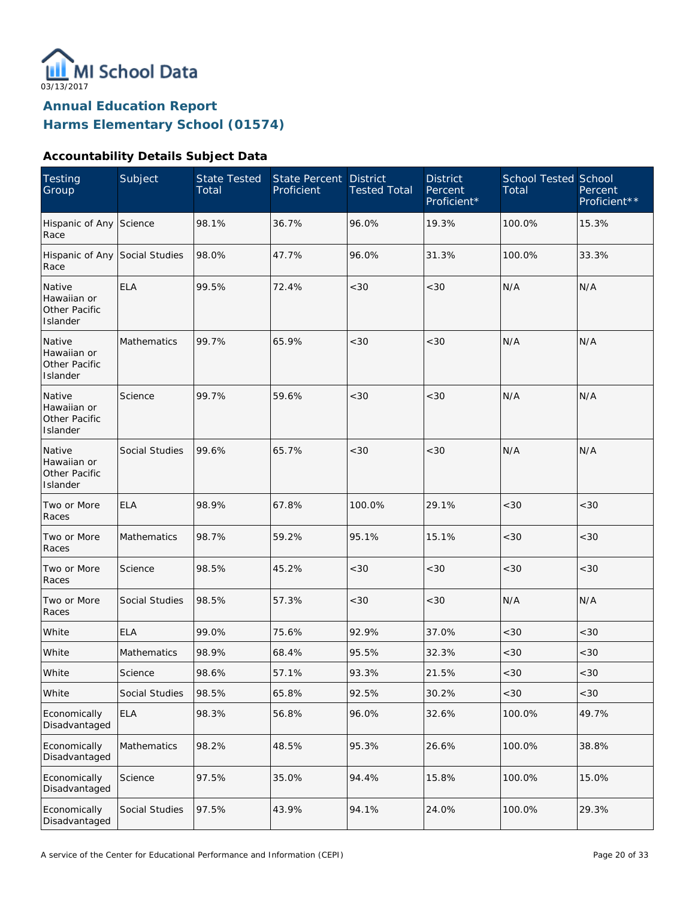MI School Data

03/13/2017

## Annual Education Report
## Harms Elementary School (01574)

### Accountability Details Subject Data

| Testing Group | Subject | State Tested Total | State Percent Proficient | District Tested Total | District Percent Proficient* | School Tested Total | School Percent Proficient** |
|---|---|---|---|---|---|---|---|
| Hispanic of Any Race | Science | 98.1% | 36.7% | 96.0% | 19.3% | 100.0% | 15.3% |
| Hispanic of Any Race | Social Studies | 98.0% | 47.7% | 96.0% | 31.3% | 100.0% | 33.3% |
| Native Hawaiian or Other Pacific Islander | ELA | 99.5% | 72.4% | <30 | <30 | N/A | N/A |
| Native Hawaiian or Other Pacific Islander | Mathematics | 99.7% | 65.9% | <30 | <30 | N/A | N/A |
| Native Hawaiian or Other Pacific Islander | Science | 99.7% | 59.6% | <30 | <30 | N/A | N/A |
| Native Hawaiian or Other Pacific Islander | Social Studies | 99.6% | 65.7% | <30 | <30 | N/A | N/A |
| Two or More Races | ELA | 98.9% | 67.8% | 100.0% | 29.1% | <30 | <30 |
| Two or More Races | Mathematics | 98.7% | 59.2% | 95.1% | 15.1% | <30 | <30 |
| Two or More Races | Science | 98.5% | 45.2% | <30 | <30 | <30 | <30 |
| Two or More Races | Social Studies | 98.5% | 57.3% | <30 | <30 | N/A | N/A |
| White | ELA | 99.0% | 75.6% | 92.9% | 37.0% | <30 | <30 |
| White | Mathematics | 98.9% | 68.4% | 95.5% | 32.3% | <30 | <30 |
| White | Science | 98.6% | 57.1% | 93.3% | 21.5% | <30 | <30 |
| White | Social Studies | 98.5% | 65.8% | 92.5% | 30.2% | <30 | <30 |
| Economically Disadvantaged | ELA | 98.3% | 56.8% | 96.0% | 32.6% | 100.0% | 49.7% |
| Economically Disadvantaged | Mathematics | 98.2% | 48.5% | 95.3% | 26.6% | 100.0% | 38.8% |
| Economically Disadvantaged | Science | 97.5% | 35.0% | 94.4% | 15.8% | 100.0% | 15.0% |
| Economically Disadvantaged | Social Studies | 97.5% | 43.9% | 94.1% | 24.0% | 100.0% | 29.3% |

A service of the Center for Educational Performance and Information (CEPI)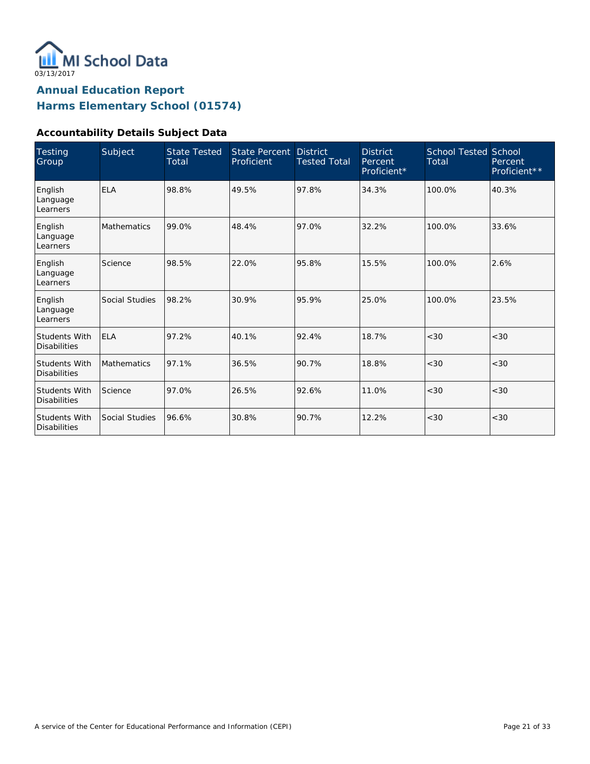MI School Data
03/13/2017

## Annual Education Report
## Harms Elementary School (01574)

### Accountability Details Subject Data

| Testing Group | Subject | State Tested Total | State Percent Proficient | District Tested Total | District Percent Proficient* | School Tested Total | School Percent Proficient** |
|---|---|---|---|---|---|---|---|
| English Language Learners | ELA | 98.8% | 49.5% | 97.8% | 34.3% | 100.0% | 40.3% |
| English Language Learners | Mathematics | 99.0% | 48.4% | 97.0% | 32.2% | 100.0% | 33.6% |
| English Language Learners | Science | 98.5% | 22.0% | 95.8% | 15.5% | 100.0% | 2.6% |
| English Language Learners | Social Studies | 98.2% | 30.9% | 95.9% | 25.0% | 100.0% | 23.5% |
| Students With Disabilities | ELA | 97.2% | 40.1% | 92.4% | 18.7% | <30 | <30 |
| Students With Disabilities | Mathematics | 97.1% | 36.5% | 90.7% | 18.8% | <30 | <30 |
| Students With Disabilities | Science | 97.0% | 26.5% | 92.6% | 11.0% | <30 | <30 |
| Students With Disabilities | Social Studies | 96.6% | 30.8% | 90.7% | 12.2% | <30 | <30 |

A service of the Center for Educational Performance and Information (CEPI)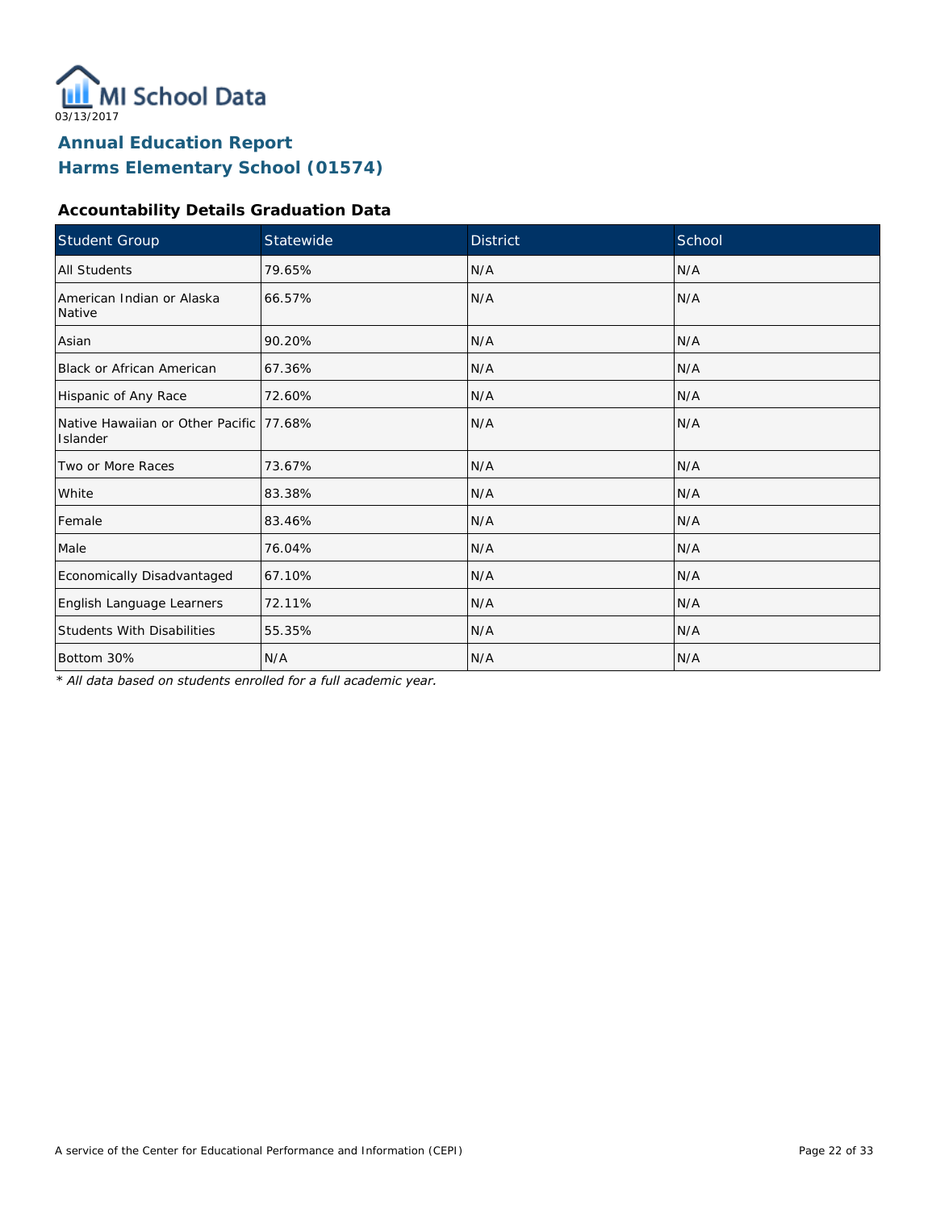MI School Data

03/13/2017

# Annual Education Report
# Harms Elementary School (01574)

### Accountability Details Graduation Data

| Student Group | Statewide | District | School |
|---|---|---|---|
| All Students | 79.65% | N/A | N/A |
| American Indian or Alaska Native | 66.57% | N/A | N/A |
| Asian | 90.20% | N/A | N/A |
| Black or African American | 67.36% | N/A | N/A |
| Hispanic of Any Race | 72.60% | N/A | N/A |
| Native Hawaiian or Other Pacific Islander | 77.68% | N/A | N/A |
| Two or More Races | 73.67% | N/A | N/A |
| White | 83.38% | N/A | N/A |
| Female | 83.46% | N/A | N/A |
| Male | 76.04% | N/A | N/A |
| Economically Disadvantaged | 67.10% | N/A | N/A |
| English Language Learners | 72.11% | N/A | N/A |
| Students With Disabilities | 55.35% | N/A | N/A |
| Bottom 30% | N/A | N/A | N/A |

*\* All data based on students enrolled for a full academic year.*

A service of the Center for Educational Performance and Information (CEPI)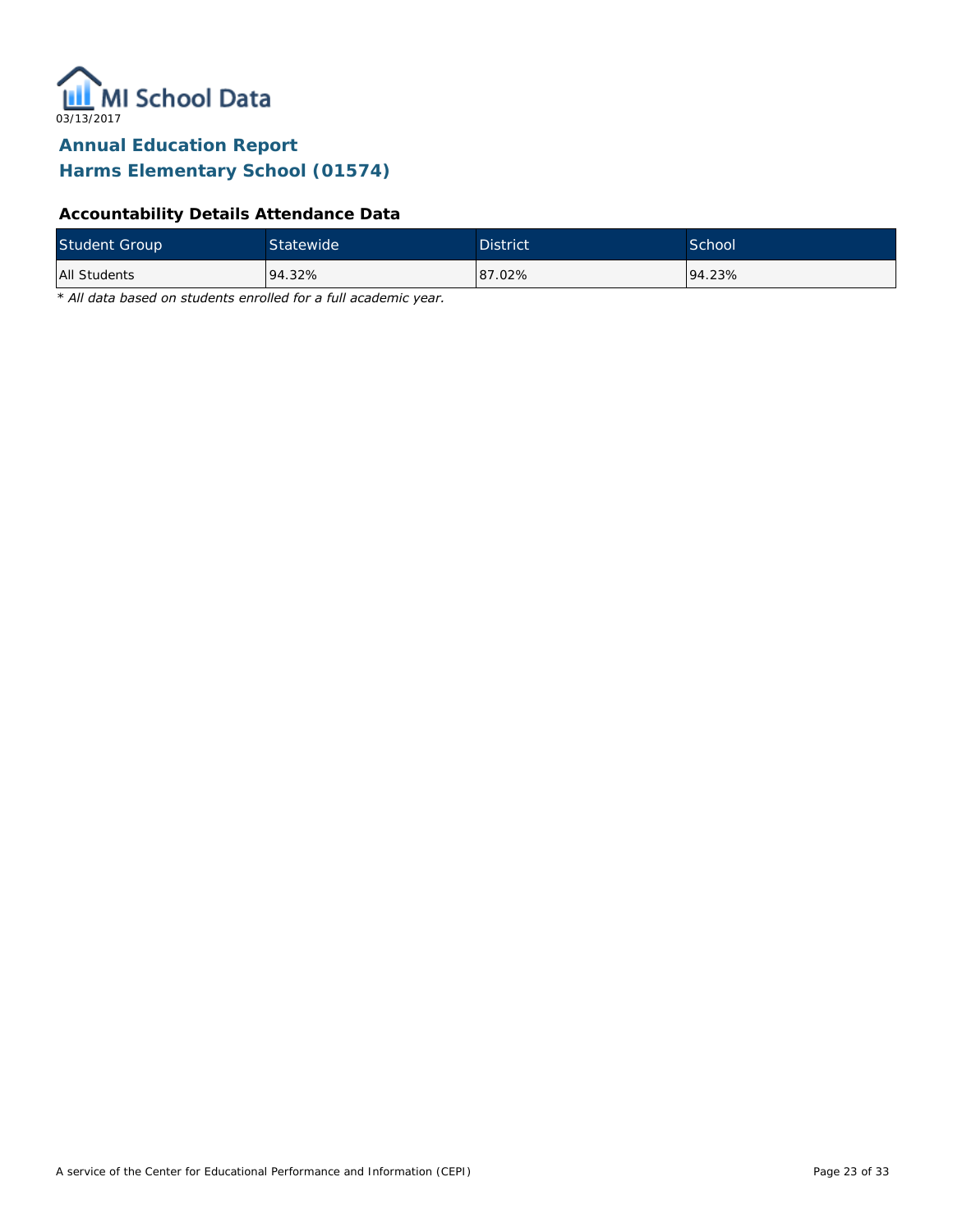MI School Data

03/13/2017

## Annual Education Report
## Harms Elementary School (01574)

### Accountability Details Attendance Data

| Student Group | Statewide | District | School |
|---|---|---|---|
| All Students | 94.32% | 87.02% | 94.23% |

*\* All data based on students enrolled for a full academic year.*

A service of the Center for Educational Performance and Information (CEPI)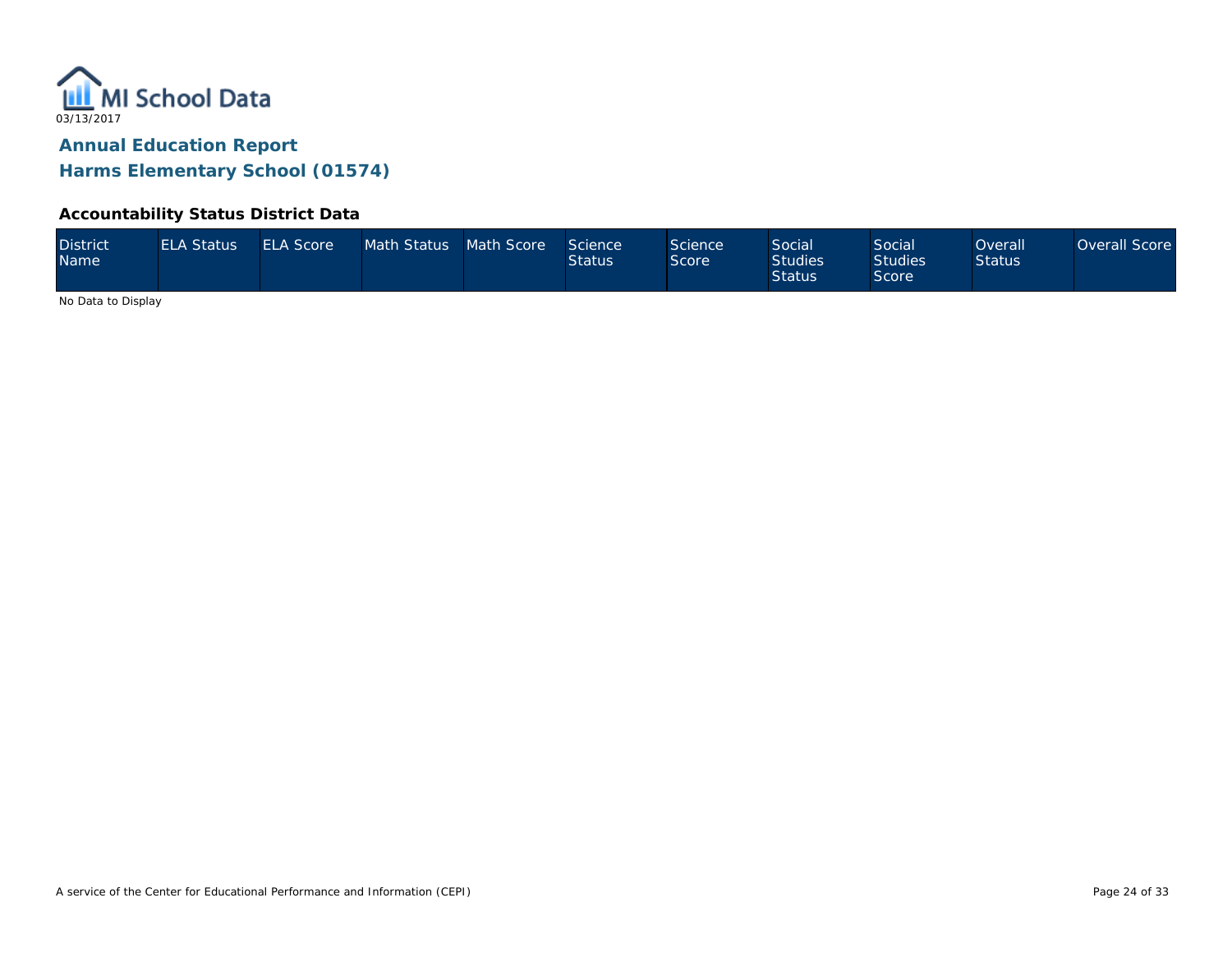03/13/2017

## Annual Education Report

## Harms Elementary School (01574)

### Accountability Status District Data

| District Name | ELA Status | ELA Score | Math Status | Math Score | Science Status | Science Score | Social Studies Status | Social Studies Score | Overall Status | Overall Score |
|---|---|---|---|---|---|---|---|---|---|---|

No Data to Display

A service of the Center for Educational Performance and Information (CEPI)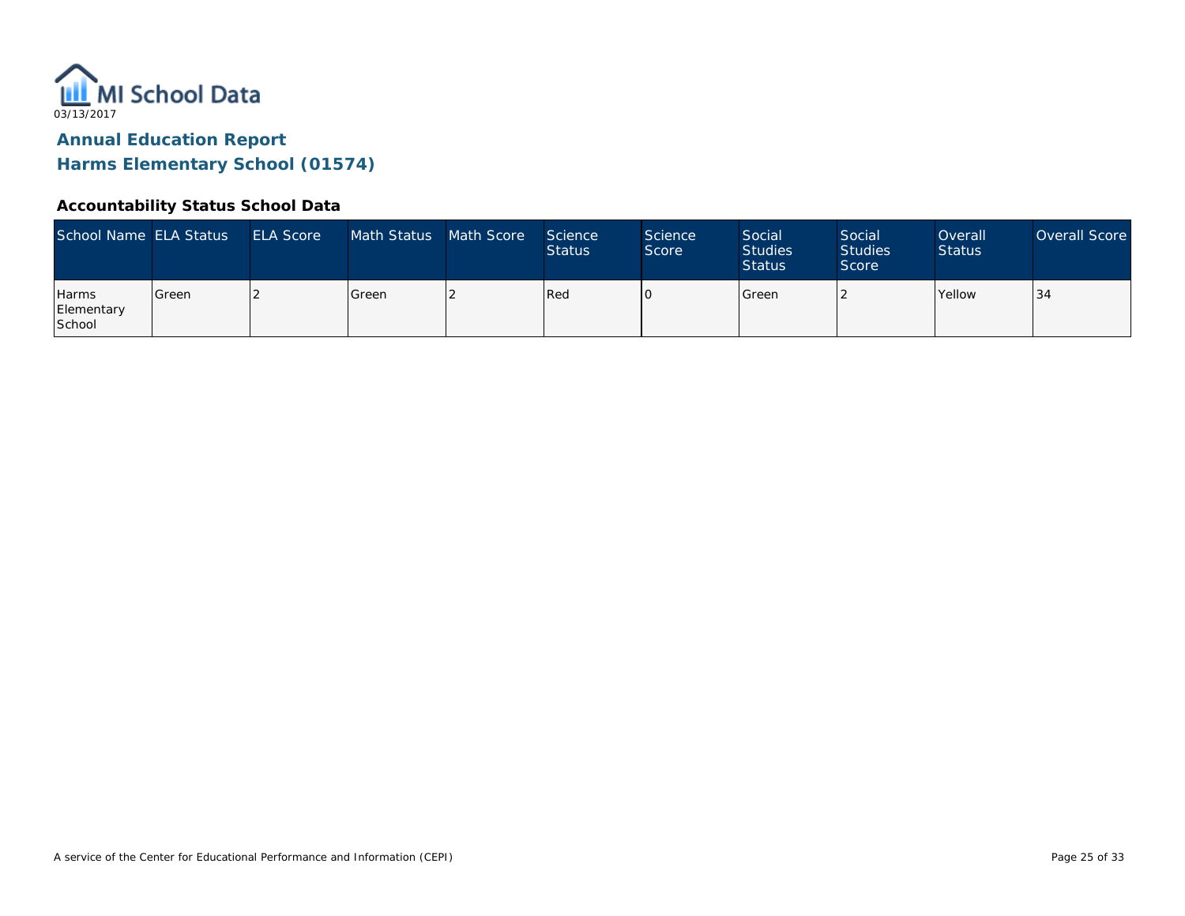03/13/2017

# Annual Education Report

## Harms Elementary School (01574)

### Accountability Status School Data

| School Name | ELA Status | ELA Score | Math Status | Math Score | Science Status | Science Score | Social Studies Status | Social Studies Score | Overall Status | Overall Score |
|---|---|---|---|---|---|---|---|---|---|---|
| Harms Elementary School | Green | 2 | Green | 2 | Red | 0 | Green | 2 | Yellow | 34 |

A service of the Center for Educational Performance and Information (CEPI)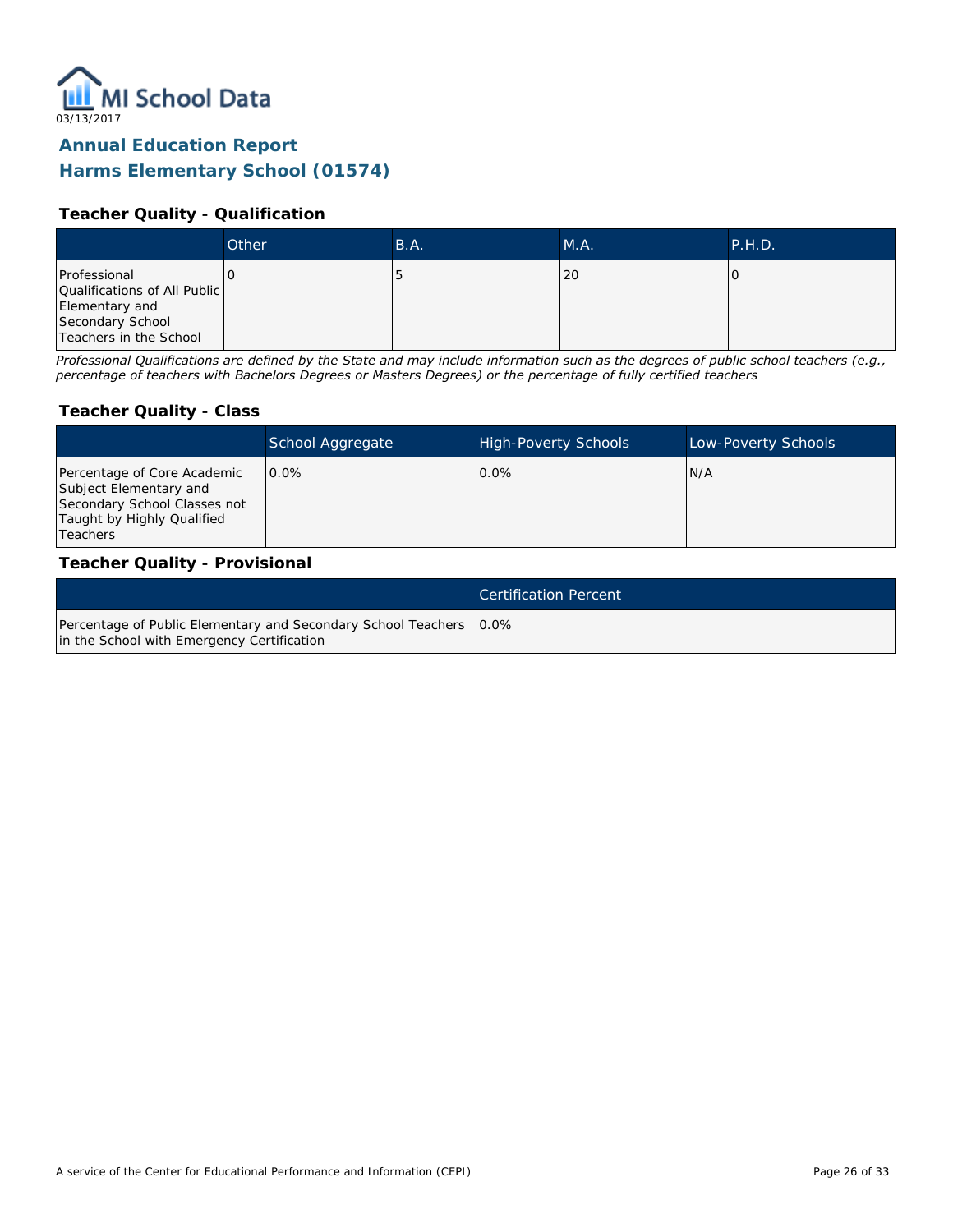MI School Data

03/13/2017

## Annual Education Report
## Harms Elementary School (01574)

### Teacher Quality - Qualification

| | Other | B.A. | M.A. | P.H.D. |
|---|---|---|---|---|
| Professional Qualifications of All Public Elementary and Secondary School Teachers in the School | 0 | 5 | 20 | 0 |

*Professional Qualifications are defined by the State and may include information such as the degrees of public school teachers (e.g., percentage of teachers with Bachelors Degrees or Masters Degrees) or the percentage of fully certified teachers*

### Teacher Quality - Class

| | School Aggregate | High-Poverty Schools | Low-Poverty Schools |
|---|---|---|---|
| Percentage of Core Academic Subject Elementary and Secondary School Classes not Taught by Highly Qualified Teachers | 0.0% | 0.0% | N/A |

### Teacher Quality - Provisional

| | Certification Percent |
|---|---|
| Percentage of Public Elementary and Secondary School Teachers in the School with Emergency Certification | 0.0% |

A service of the Center for Educational Performance and Information (CEPI)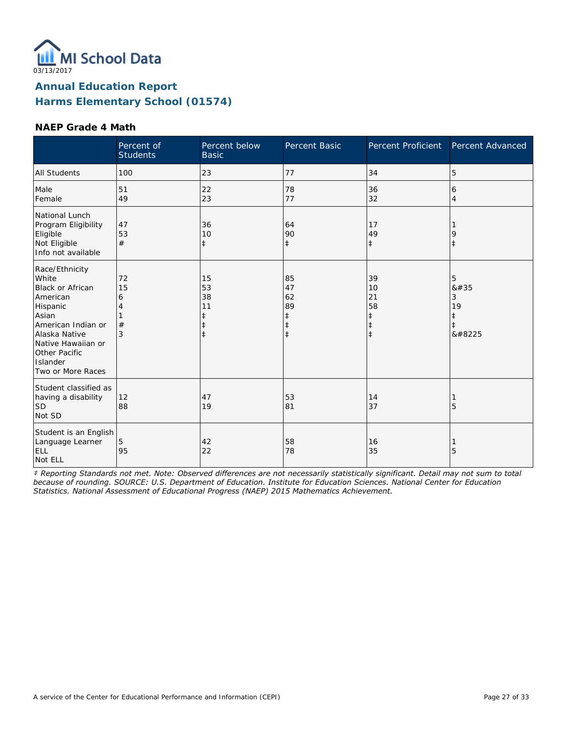03/13/2017

# Annual Education Report
# Harms Elementary School (01574)

### NAEP Grade 4 Math

| | Percent of Students | Percent below Basic | Percent Basic | Percent Proficient | Percent Advanced |
|---|---|---|---|---|---|
| All Students | 100 | 23 | 77 | 34 | 5 |
| Male | 51 | 22 | 78 | 36 | 6 |
| Female | 49 | 23 | 77 | 32 | 4 |
| National Lunch Program Eligibility | | | | | |
| Eligible | 47 | 36 | 64 | 17 | 1 |
| Not Eligible | 53 | 10 | 90 | 49 | 9 |
| Info not available | # | ‡ | ‡ | ‡ | ‡ |
| Race/Ethnicity | | | | | |
| White | 72 | 15 | 85 | 39 | 5 |
| Black or African American | 15 | 53 | 47 | 10 | &#35 |
| Hispanic | 6 | 38 | 62 | 21 | 3 |
| Asian | 4 | 11 | 89 | 58 | 19 |
| American Indian or Alaska Native | 1 | ‡ | ‡ | ‡ | ‡ |
| Native Hawaiian or Other Pacific Islander | # | ‡ | ‡ | ‡ | ‡ |
| Two or More Races | 3 | ‡ | ‡ | ‡ | &#8225 |
| Student classified as having a disability | | | | | |
| SD | 12 | 47 | 53 | 14 | 1 |
| Not SD | 88 | 19 | 81 | 37 | 5 |
| Student is an English Language Learner | | | | | |
| ELL | 5 | 42 | 58 | 16 | 1 |
| Not ELL | 95 | 22 | 78 | 35 | 5 |

*‡ Reporting Standards not met. Note: Observed differences are not necessarily statistically significant. Detail may not sum to total because of rounding. SOURCE: U.S. Department of Education. Institute for Education Sciences. National Center for Education Statistics. National Assessment of Educational Progress (NAEP) 2015 Mathematics Achievement.*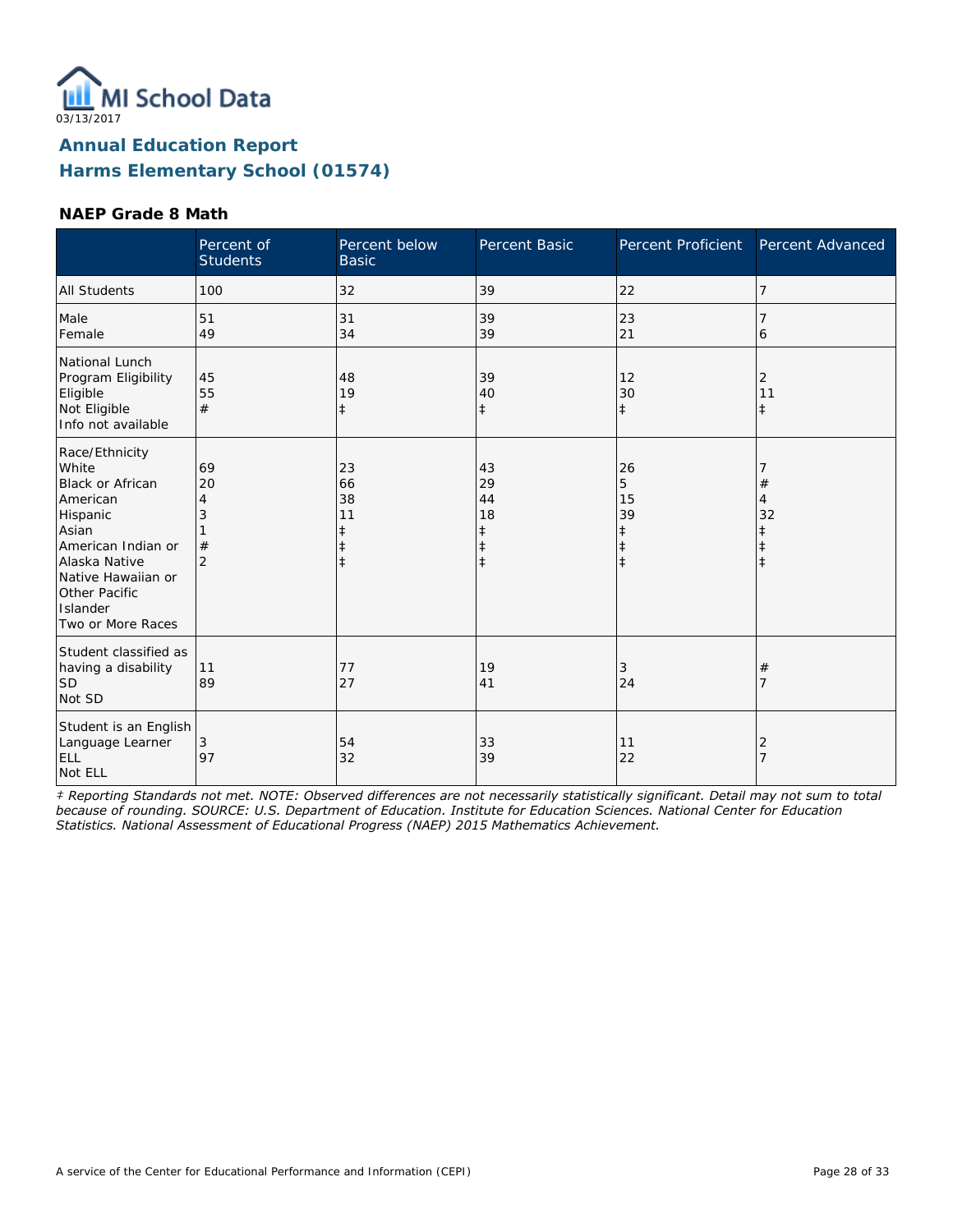03/13/2017

# Annual Education Report
## Harms Elementary School (01574)

### NAEP Grade 8 Math

| | Percent of Students | Percent below Basic | Percent Basic | Percent Proficient | Percent Advanced |
|---|---|---|---|---|---|
| All Students | 100 | 32 | 39 | 22 | 7 |
| Male | 51 | 31 | 39 | 23 | 7 |
| Female | 49 | 34 | 39 | 21 | 6 |
| National Lunch Program Eligibility | | | | | |
| Eligible | 45 | 48 | 39 | 12 | 2 |
| Not Eligible | 55 | 19 | 40 | 30 | 11 |
| Info not available | # | ‡ | ‡ | ‡ | ‡ |
| Race/Ethnicity | | | | | |
| White | 69 | 23 | 43 | 26 | 7 |
| Black or African American | 20 | 66 | 29 | 5 | # |
| Hispanic | 4 | 38 | 44 | 15 | 4 |
| Asian | 3 | 11 | 18 | 39 | 32 |
| American Indian or Alaska Native | 1 | ‡ | ‡ | ‡ | ‡ |
| Native Hawaiian or Other Pacific Islander | # | ‡ | ‡ | ‡ | ‡ |
| Two or More Races | 2 | ‡ | ‡ | ‡ | ‡ |
| Student classified as having a disability | | | | | |
| SD | 11 | 77 | 19 | 3 | # |
| Not SD | 89 | 27 | 41 | 24 | 7 |
| Student is an English Language Learner | | | | | |
| ELL | 3 | 54 | 33 | 11 | 2 |
| Not ELL | 97 | 32 | 39 | 22 | 7 |

*‡ Reporting Standards not met. NOTE: Observed differences are not necessarily statistically significant. Detail may not sum to total because of rounding. SOURCE: U.S. Department of Education. Institute for Education Sciences. National Center for Education Statistics. National Assessment of Educational Progress (NAEP) 2015 Mathematics Achievement.*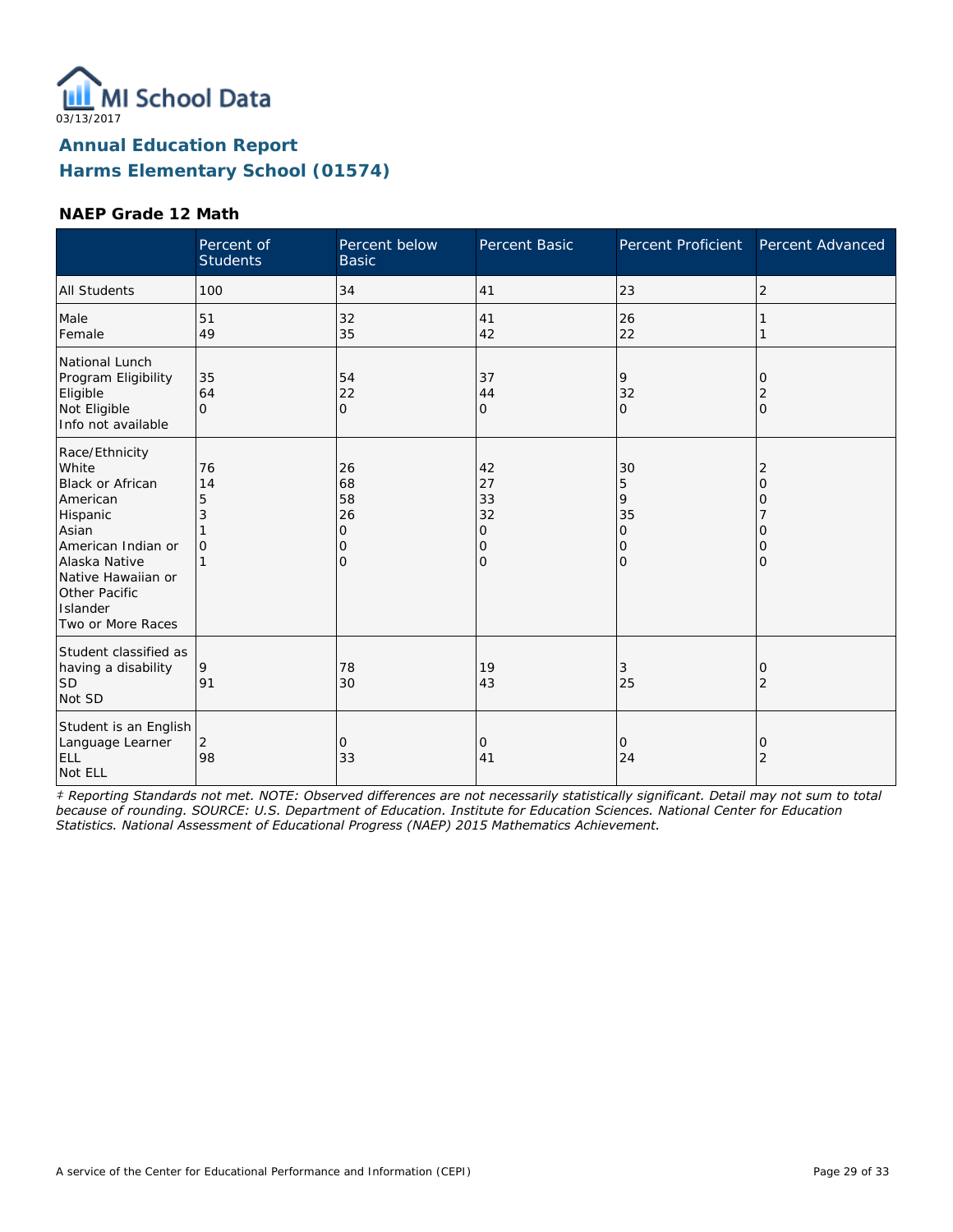MI School Data
03/13/2017

## Annual Education Report
## Harms Elementary School (01574)

### NAEP Grade 12 Math

| | Percent of Students | Percent below Basic | Percent Basic | Percent Proficient | Percent Advanced |
|---|---|---|---|---|---|
| All Students | 100 | 34 | 41 | 23 | 2 |
| Male | 51 | 32 | 41 | 26 | 1 |
| Female | 49 | 35 | 42 | 22 | 1 |
| National Lunch Program Eligibility | | | | | |
| Eligible | 35 | 54 | 37 | 9 | 0 |
| Not Eligible | 64 | 22 | 44 | 32 | 2 |
| Info not available | 0 | 0 | 0 | 0 | 0 |
| Race/Ethnicity | | | | | |
| White | 76 | 26 | 42 | 30 | 2 |
| Black or African American | 14 | 68 | 27 | 5 | 0 |
| Hispanic | 5 | 58 | 33 | 9 | 0 |
| Asian | 3 | 26 | 32 | 35 | 7 |
| American Indian or Alaska Native | 1 | 0 | 0 | 0 | 0 |
| Native Hawaiian or Other Pacific Islander | 0 | 0 | 0 | 0 | 0 |
| Two or More Races | 1 | 0 | 0 | 0 | 0 |
| Student classified as having a disability | | | | | |
| SD | 9 | 78 | 19 | 3 | 0 |
| Not SD | 91 | 30 | 43 | 25 | 2 |
| Student is an English Language Learner | | | | | |
| ELL | 2 | 0 | 0 | 0 | 0 |
| Not ELL | 98 | 33 | 41 | 24 | 2 |

*‡ Reporting Standards not met. NOTE: Observed differences are not necessarily statistically significant. Detail may not sum to total because of rounding. SOURCE: U.S. Department of Education. Institute for Education Sciences. National Center for Education Statistics. National Assessment of Educational Progress (NAEP) 2015 Mathematics Achievement.*

A service of the Center for Educational Performance and Information (CEPI)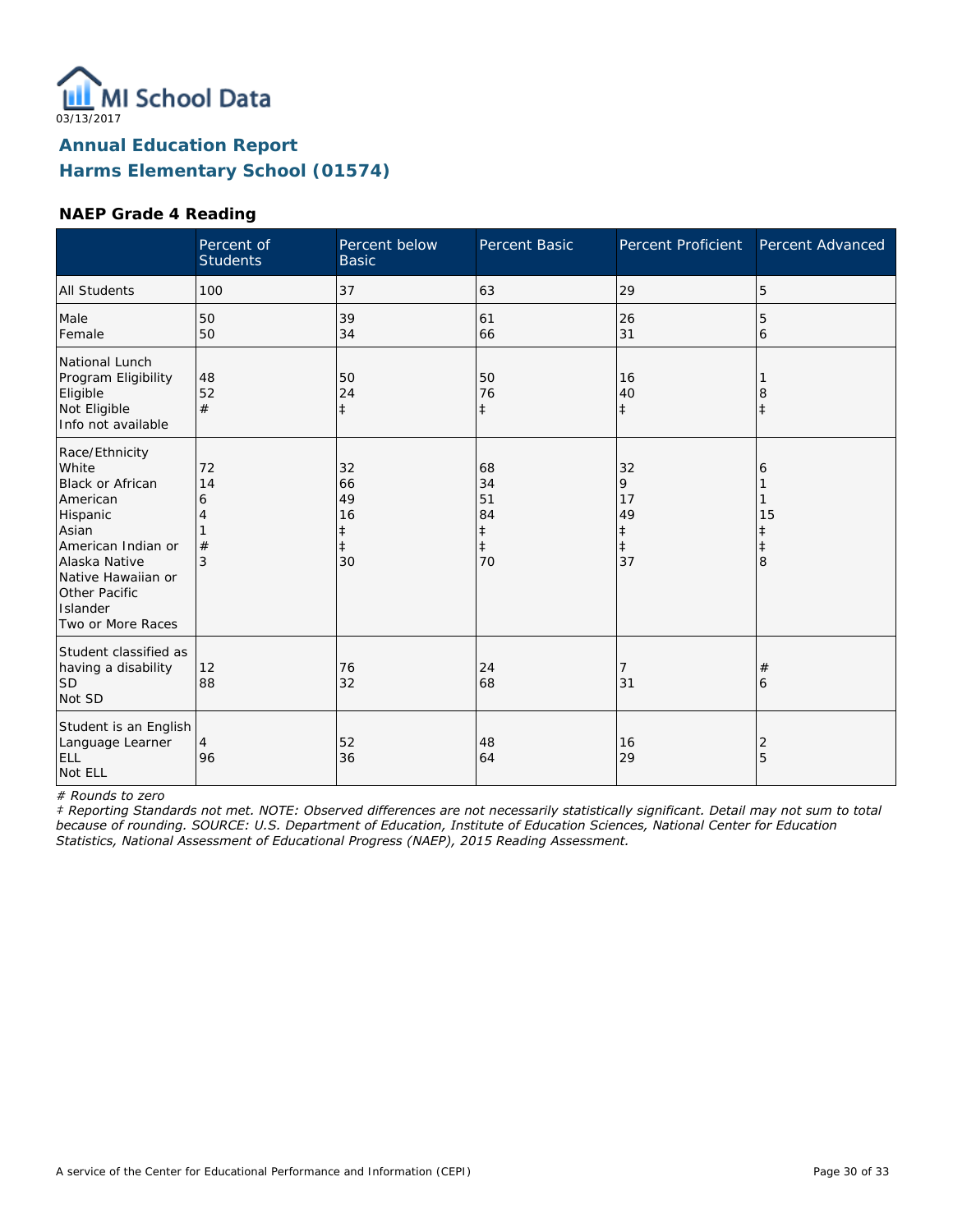MI School Data

03/13/2017

# Annual Education Report
## Harms Elementary School (01574)

### NAEP Grade 4 Reading

| | Percent of Students | Percent below Basic | Percent Basic | Percent Proficient | Percent Advanced |
|---|---|---|---|---|---|
| All Students | 100 | 37 | 63 | 29 | 5 |
| Male | 50 | 39 | 61 | 26 | 5 |
| Female | 50 | 34 | 66 | 31 | 6 |
| National Lunch Program Eligibility | | | | | |
| Eligible | 48 | 50 | 50 | 16 | 1 |
| Not Eligible | 52 | 24 | 76 | 40 | 8 |
| Info not available | # | ‡ | ‡ | ‡ | ‡ |
| Race/Ethnicity | | | | | |
| White | 72 | 32 | 68 | 32 | 6 |
| Black or African American | 14 | 66 | 34 | 9 | 1 |
| Hispanic | 6 | 49 | 51 | 17 | 1 |
| Asian | 4 | 16 | 84 | 49 | 15 |
| American Indian or Alaska Native | 1 | ‡ | ‡ | ‡ | ‡ |
| Native Hawaiian or Other Pacific Islander | # | ‡ | ‡ | ‡ | ‡ |
| Two or More Races | 3 | 30 | 70 | 37 | 8 |
| Student classified as having a disability | | | | | |
| SD | 12 | 76 | 24 | 7 | # |
| Not SD | 88 | 32 | 68 | 31 | 6 |
| Student is an English Language Learner | | | | | |
| ELL | 4 | 52 | 48 | 16 | 2 |
| Not ELL | 96 | 36 | 64 | 29 | 5 |

*# Rounds to zero*

*‡ Reporting Standards not met. NOTE: Observed differences are not necessarily statistically significant. Detail may not sum to total because of rounding. SOURCE: U.S. Department of Education, Institute of Education Sciences, National Center for Education Statistics, National Assessment of Educational Progress (NAEP), 2015 Reading Assessment.*

A service of the Center for Educational Performance and Information (CEPI)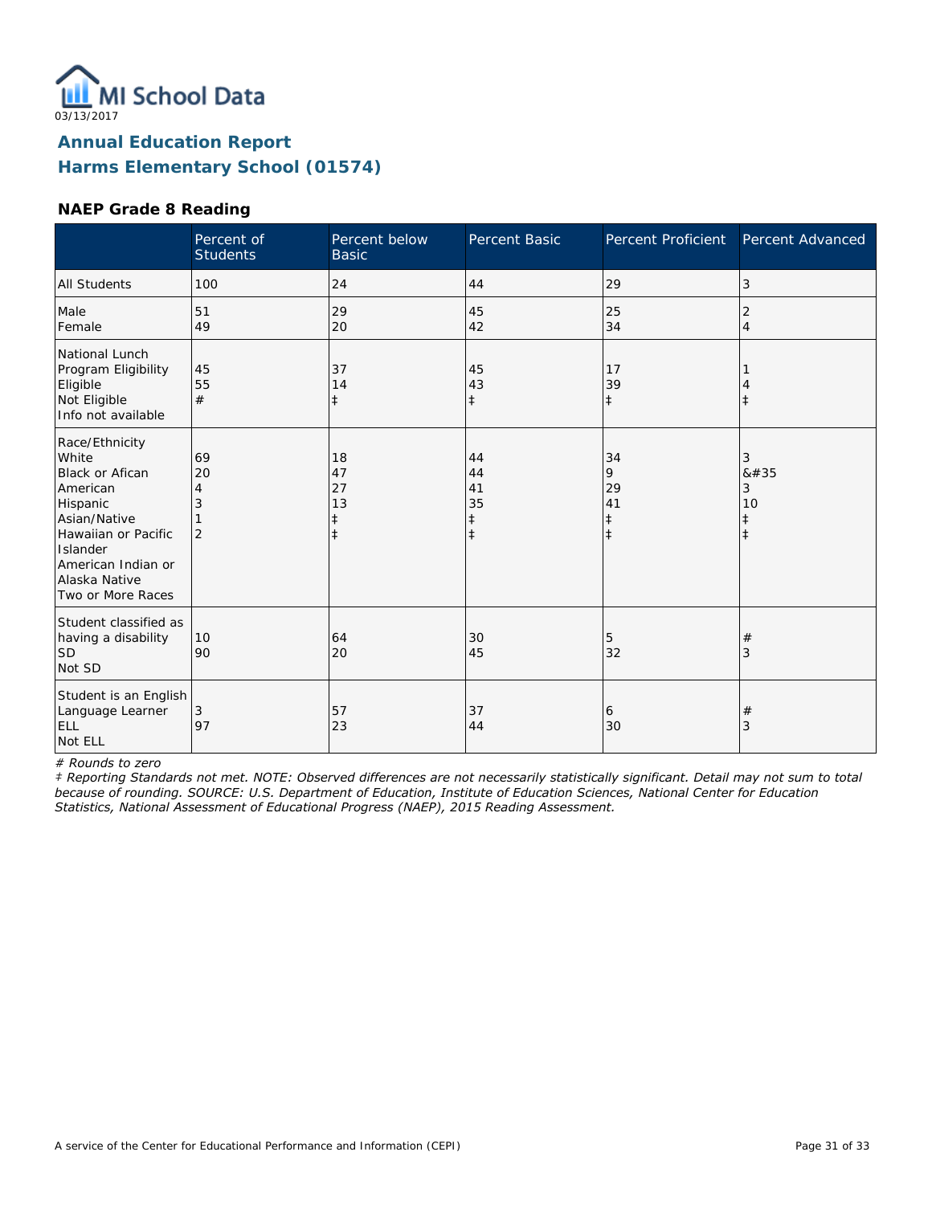MI School Data

03/13/2017

## Annual Education Report
## Harms Elementary School (01574)

### NAEP Grade 8 Reading

| | Percent of Students | Percent below Basic | Percent Basic | Percent Proficient | Percent Advanced |
|---|---|---|---|---|---|
| All Students | 100 | 24 | 44 | 29 | 3 |
| Male<br>Female | 51<br>49 | 29<br>20 | 45<br>42 | 25<br>34 | 2<br>4 |
| National Lunch Program Eligibility<br>Eligible<br>Not Eligible<br>Info not available | 45<br>55<br># | 37<br>14<br>‡ | 45<br>43<br>‡ | 17<br>39<br>‡ | 1<br>4<br>‡ |
| Race/Ethnicity<br>White<br>Black or Afican American<br>Hispanic<br>Asian/Native Hawaiian or Pacific Islander<br>American Indian or Alaska Native<br>Two or More Races | 69<br>20<br>4<br>3<br>1<br>2 | 18<br>47<br>27<br>13<br>‡<br>‡ | 44<br>44<br>41<br>35<br>‡<br>‡ | 34<br>9<br>29<br>41<br>‡<br>‡ | 3<br>&#35<br>3<br>10<br>‡<br>‡ |
| Student classified as having a disability<br>SD<br>Not SD | 10<br>90 | 64<br>20 | 30<br>45 | 5<br>32 | #<br>3 |
| Student is an English Language Learner<br>ELL<br>Not ELL | 3<br>97 | 57<br>23 | 37<br>44 | 6<br>30 | #<br>3 |

*# Rounds to zero*

*‡ Reporting Standards not met. NOTE: Observed differences are not necessarily statistically significant. Detail may not sum to total because of rounding. SOURCE: U.S. Department of Education, Institute of Education Sciences, National Center for Education Statistics, National Assessment of Educational Progress (NAEP), 2015 Reading Assessment.*

A service of the Center for Educational Performance and Information (CEPI)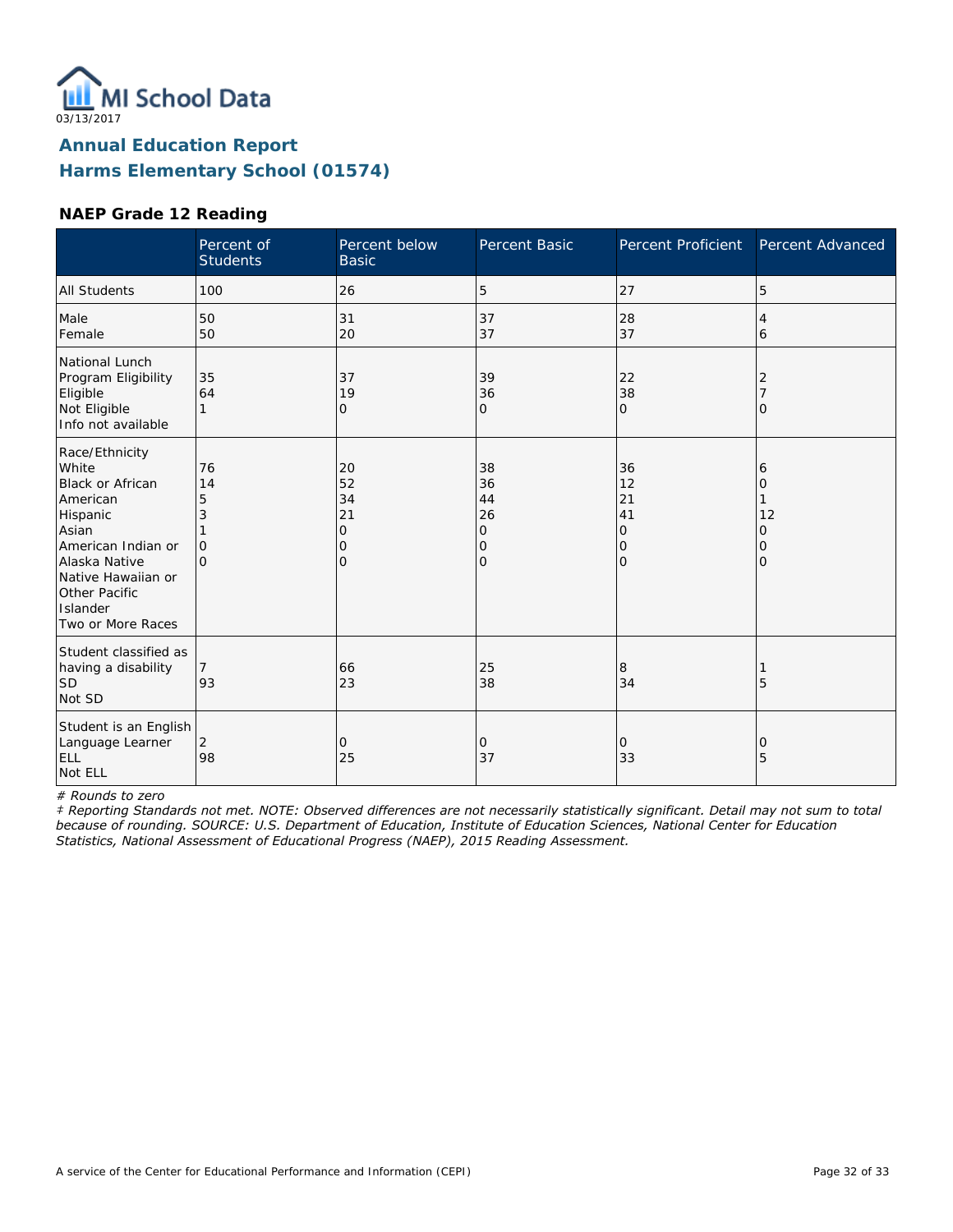03/13/2017

# Annual Education Report
## Harms Elementary School (01574)

### NAEP Grade 12 Reading

| | Percent of Students | Percent below Basic | Percent Basic | Percent Proficient | Percent Advanced |
|---|---|---|---|---|---|
| All Students | 100 | 26 | 5 | 27 | 5 |
| Male | 50 | 31 | 37 | 28 | 4 |
| Female | 50 | 20 | 37 | 37 | 6 |
| National Lunch Program Eligibility | | | | | |
| Eligible | 35 | 37 | 39 | 22 | 2 |
| Not Eligible | 64 | 19 | 36 | 38 | 7 |
| Info not available | 1 | 0 | 0 | 0 | 0 |
| Race/Ethnicity | | | | | |
| White | 76 | 20 | 38 | 36 | 6 |
| Black or African American | 14 | 52 | 36 | 12 | 0 |
| Hispanic | 5 | 34 | 44 | 21 | 1 |
| Asian | 3 | 21 | 26 | 41 | 12 |
| American Indian or Alaska Native | 1 | 0 | 0 | 0 | 0 |
| Native Hawaiian or Other Pacific Islander | 0 | 0 | 0 | 0 | 0 |
| Two or More Races | 0 | 0 | 0 | 0 | 0 |
| Student classified as having a disability | | | | | |
| SD | 7 | 66 | 25 | 8 | 1 |
| Not SD | 93 | 23 | 38 | 34 | 5 |
| Student is an English Language Learner | | | | | |
| ELL | 2 | 0 | 0 | 0 | 0 |
| Not ELL | 98 | 25 | 37 | 33 | 5 |

*# Rounds to zero*

*‡ Reporting Standards not met. NOTE: Observed differences are not necessarily statistically significant. Detail may not sum to total because of rounding. SOURCE: U.S. Department of Education, Institute of Education Sciences, National Center for Education Statistics, National Assessment of Educational Progress (NAEP), 2015 Reading Assessment.*

A service of the Center for Educational Performance and Information (CEPI)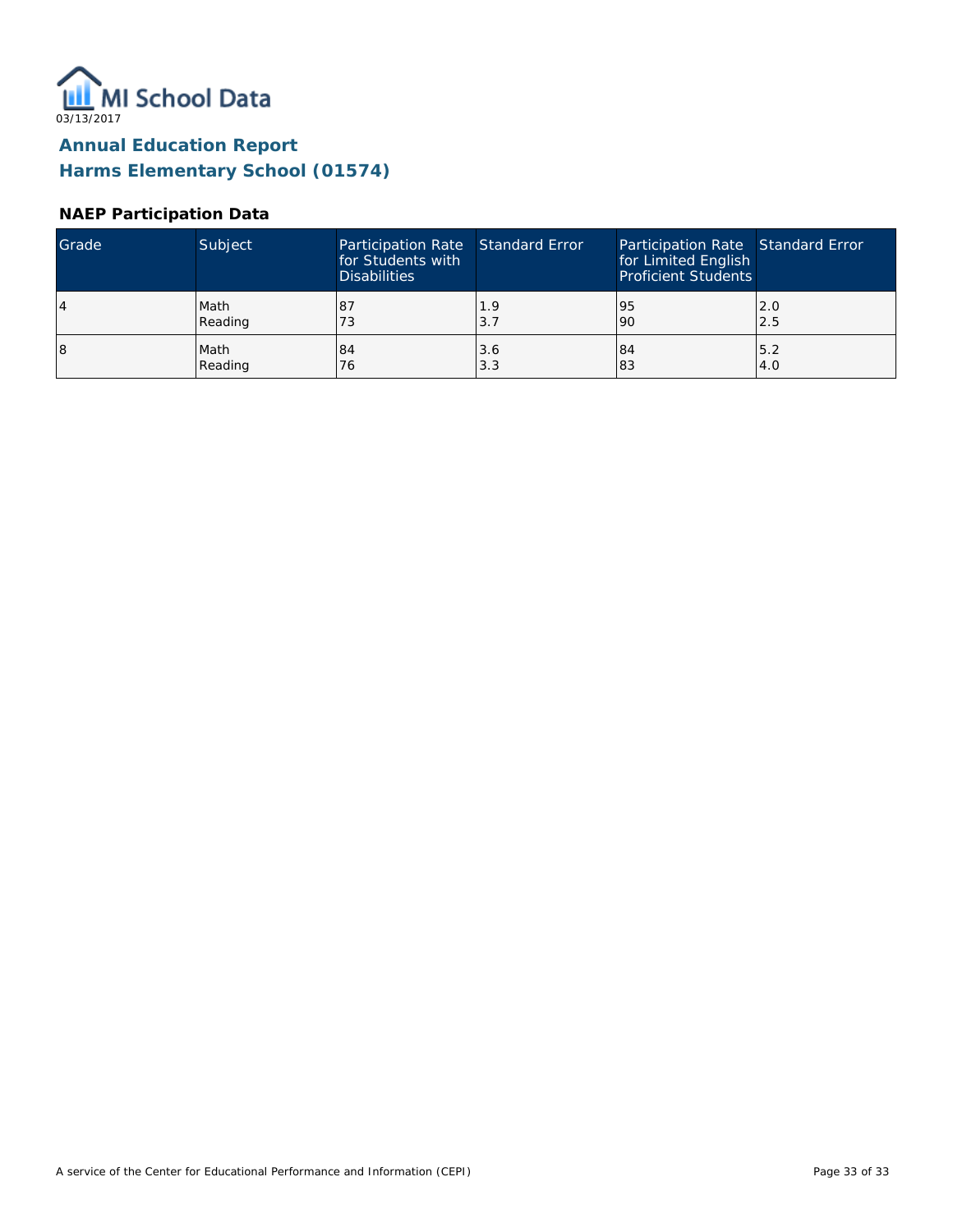MI School Data

03/13/2017

# Annual Education Report

# Harms Elementary School (01574)

### NAEP Participation Data

| Grade | Subject | Participation Rate for Students with Disabilities | Standard Error | Participation Rate for Limited English Proficient Students | Standard Error |
| --- | --- | --- | --- | --- | --- |
| 4 | Math<br>Reading | 87<br>73 | 1.9<br>3.7 | 95<br>90 | 2.0<br>2.5 |
| 8 | Math<br>Reading | 84<br>76 | 3.6<br>3.3 | 84<br>83 | 5.2<br>4.0 |

A service of the Center for Educational Performance and Information (CEPI)